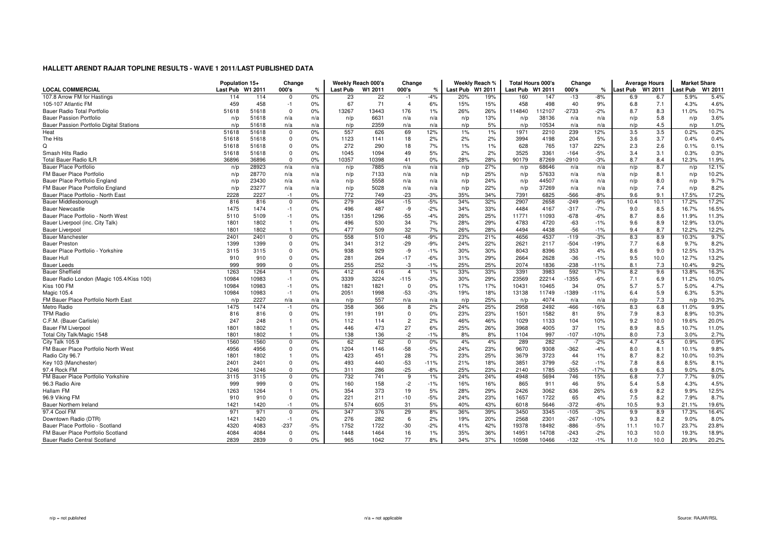# HALLETT ARENDT RAJAR TOPLINE RESULTS - WAVE 1 2011/LAST PUBLISHED DATA

| LOCAL COMMERCIAL | Population 15+ Last Pub | Population 15+ W1 2011 | Change 000's | Change % | Weekly Reach 000's Last Pub | Weekly Reach 000's W1 2011 | Change 000's | Change % | Weekly Reach % Last Pub | Weekly Reach % W1 2011 | Total Hours 000's Last Pub | Total Hours 000's W1 2011 | Change 000's | Change % | Average Hours Last Pub | Average Hours W1 2011 | Market Share Last Pub | Market Share W1 2011 |
|---|---|---|---|---|---|---|---|---|---|---|---|---|---|---|---|---|---|---|
| 107.8 Arrow FM for Hastings | 114 | 114 | 0 | 0% | 23 | 22 | -1 | -4% | 20% | 19% | 160 | 147 | -13 | -8% | 6.9 | 6.7 | 5.9% | 5.4% |
| 105-107 Atlantic FM | 459 | 458 | -1 | 0% | 67 | 71 | 4 | 6% | 15% | 15% | 458 | 498 | 40 | 9% | 6.8 | 7.1 | 4.3% | 4.6% |
| Bauer Radio Total Portfolio | 51618 | 51618 | 0 | 0% | 13267 | 13443 | 176 | 1% | 26% | 26% | 114840 | 112107 | -2733 | -2% | 8.7 | 8.3 | 11.0% | 10.7% |
| Bauer Passion Portfolio | n/p | 51618 | n/a | n/a | n/p | 6631 | n/a | n/a | n/p | 13% | n/p | 38136 | n/a | n/a | n/p | 5.8 | n/p | 3.6% |
| Bauer Passion Portfolio Digital Stations | n/p | 51618 | n/a | n/a | n/p | 2359 | n/a | n/a | n/p | 5% | n/p | 10534 | n/a | n/a | n/p | 4.5 | n/p | 1.0% |
| Heat | 51618 | 51618 | 0 | 0% | 557 | 626 | 69 | 12% | 1% | 1% | 1971 | 2210 | 239 | 12% | 3.5 | 3.5 | 0.2% | 0.2% |
| The Hits | 51618 | 51618 | 0 | 0% | 1123 | 1141 | 18 | 2% | 2% | 2% | 3994 | 4198 | 204 | 5% | 3.6 | 3.7 | 0.4% | 0.4% |
| Q | 51618 | 51618 | 0 | 0% | 272 | 290 | 18 | 7% | 1% | 1% | 628 | 765 | 137 | 22% | 2.3 | 2.6 | 0.1% | 0.1% |
| Smash Hits Radio | 51618 | 51618 | 0 | 0% | 1045 | 1094 | 49 | 5% | 2% | 2% | 3525 | 3361 | -164 | -5% | 3.4 | 3.1 | 0.3% | 0.3% |
| Total Bauer Radio ILR | 36896 | 36896 | 0 | 0% | 10357 | 10398 | 41 | 0% | 28% | 28% | 90179 | 87269 | -2910 | -3% | 8.7 | 8.4 | 12.3% | 11.9% |
| Bauer Place Portfolio | n/p | 28923 | n/a | n/a | n/p | 7885 | n/a | n/a | n/p | 27% | n/p | 68646 | n/a | n/a | n/p | 8.7 | n/p | 12.1% |
| FM Bauer Place Portfolio | n/p | 28770 | n/a | n/a | n/p | 7133 | n/a | n/a | n/p | 25% | n/p | 57633 | n/a | n/a | n/p | 8.1 | n/p | 10.2% |
| Bauer Place Portfolio England | n/p | 23430 | n/a | n/a | n/p | 5558 | n/a | n/a | n/p | 24% | n/p | 44507 | n/a | n/a | n/p | 8.0 | n/p | 9.7% |
| FM Bauer Place Portfolio England | n/p | 23277 | n/a | n/a | n/p | 5028 | n/a | n/a | n/p | 22% | n/p | 37269 | n/a | n/a | n/p | 7.4 | n/p | 8.2% |
| Bauer Place Portfolio - North East | 2228 | 2227 | -1 | 0% | 772 | 749 | -23 | -3% | 35% | 34% | 7391 | 6825 | -566 | -8% | 9.6 | 9.1 | 17.5% | 17.2% |
| Bauer Middlesborough | 816 | 816 | 0 | 0% | 279 | 264 | -15 | -5% | 34% | 32% | 2907 | 2658 | -249 | -9% | 10.4 | 10.1 | 17.2% | 17.2% |
| Bauer Newcastle | 1475 | 1474 | -1 | 0% | 496 | 487 | -9 | -2% | 34% | 33% | 4484 | 4167 | -317 | -7% | 9.0 | 8.5 | 16.7% | 16.5% |
| Bauer Place Portfolio - North West | 5110 | 5109 | -1 | 0% | 1351 | 1296 | -55 | -4% | 26% | 25% | 11771 | 11093 | -678 | -6% | 8.7 | 8.6 | 11.9% | 11.3% |
| Bauer Liverpool (inc. City Talk) | 1801 | 1802 | 1 | 0% | 496 | 530 | 34 | 7% | 28% | 29% | 4783 | 4720 | -63 | -1% | 9.6 | 8.9 | 12.9% | 13.0% |
| Bauer Liverpool | 1801 | 1802 | 1 | 0% | 477 | 509 | 32 | 7% | 26% | 28% | 4494 | 4438 | -56 | -1% | 9.4 | 8.7 | 12.2% | 12.2% |
| Bauer Manchester | 2401 | 2401 | 0 | 0% | 558 | 510 | -48 | -9% | 23% | 21% | 4656 | 4537 | -119 | -3% | 8.3 | 8.9 | 10.3% | 9.7% |
| Bauer Preston | 1399 | 1399 | 0 | 0% | 341 | 312 | -29 | -9% | 24% | 22% | 2621 | 2117 | -504 | -19% | 7.7 | 6.8 | 9.7% | 8.2% |
| Bauer Place Portfolio - Yorkshire | 3115 | 3115 | 0 | 0% | 938 | 929 | -9 | -1% | 30% | 30% | 8043 | 8396 | 353 | 4% | 8.6 | 9.0 | 12.5% | 13.3% |
| Bauer Hull | 910 | 910 | 0 | 0% | 281 | 264 | -17 | -6% | 31% | 29% | 2664 | 2628 | -36 | -1% | 9.5 | 10.0 | 12.7% | 13.2% |
| Bauer Leeds | 999 | 999 | 0 | 0% | 255 | 252 | -3 | -1% | 25% | 25% | 2074 | 1836 | -238 | -11% | 8.1 | 7.3 | 10.4% | 9.2% |
| Bauer Sheffield | 1263 | 1264 | 1 | 0% | 412 | 416 | 4 | 1% | 33% | 33% | 3391 | 3983 | 592 | 17% | 8.2 | 9.6 | 13.8% | 16.3% |
| Bauer Radio London (Magic 105.4/Kiss 100) | 10984 | 10983 | -1 | 0% | 3339 | 3224 | -115 | -3% | 30% | 29% | 23569 | 22214 | -1355 | -6% | 7.1 | 6.9 | 11.2% | 10.0% |
| Kiss 100 FM | 10984 | 10983 | -1 | 0% | 1821 | 1821 | 0 | 0% | 17% | 17% | 10431 | 10465 | 34 | 0% | 5.7 | 5.7 | 5.0% | 4.7% |
| Magic 105.4 | 10984 | 10983 | -1 | 0% | 2051 | 1998 | -53 | -3% | 19% | 18% | 13138 | 11749 | -1389 | -11% | 6.4 | 5.9 | 6.3% | 5.3% |
| FM Bauer Place Portfolio North East | n/p | 2227 | n/a | n/a | n/p | 557 | n/a | n/a | n/p | 25% | n/p | 4074 | n/a | n/a | n/p | 7.3 | n/p | 10.3% |
| Metro Radio | 1475 | 1474 | -1 | 0% | 358 | 366 | 8 | 2% | 24% | 25% | 2958 | 2492 | -466 | -16% | 8.3 | 6.8 | 11.0% | 9.9% |
| TFM Radio | 816 | 816 | 0 | 0% | 191 | 191 | 0 | 0% | 23% | 23% | 1501 | 1582 | 81 | 5% | 7.9 | 8.3 | 8.9% | 10.3% |
| C.F.M. (Bauer Carlisle) | 247 | 248 | 1 | 0% | 112 | 114 | 2 | 2% | 46% | 46% | 1029 | 1133 | 104 | 10% | 9.2 | 10.0 | 19.6% | 20.0% |
| Bauer FM Liverpool | 1801 | 1802 | 1 | 0% | 446 | 473 | 27 | 6% | 25% | 26% | 3968 | 4005 | 37 | 1% | 8.9 | 8.5 | 10.7% | 11.0% |
| Total City Talk/Magic 1548 | 1801 | 1802 | 1 | 0% | 138 | 136 | -2 | -1% | 8% | 8% | 1104 | 997 | -107 | -10% | 8.0 | 7.3 | 3.0% | 2.7% |
| City Talk 105.9 | 1560 | 1560 | 0 | 0% | 62 | 62 | 0 | 0% | 4% | 4% | 289 | 282 | -7 | -2% | 4.7 | 4.5 | 0.9% | 0.9% |
| FM Bauer Place Portfolio North West | 4956 | 4956 | 0 | 0% | 1204 | 1146 | -58 | -5% | 24% | 23% | 9670 | 9308 | -362 | -4% | 8.0 | 8.1 | 10.1% | 9.8% |
| Radio City 96.7 | 1801 | 1802 | 1 | 0% | 423 | 451 | 28 | 7% | 23% | 25% | 3679 | 3723 | 44 | 1% | 8.7 | 8.2 | 10.0% | 10.3% |
| Key 103 (Manchester) | 2401 | 2401 | 0 | 0% | 493 | 440 | -53 | -11% | 21% | 18% | 3851 | 3799 | -52 | -1% | 7.8 | 8.6 | 8.5% | 8.1% |
| 97.4 Rock FM | 1246 | 1246 | 0 | 0% | 311 | 286 | -25 | -8% | 25% | 23% | 2140 | 1785 | -355 | -17% | 6.9 | 6.3 | 9.0% | 8.0% |
| FM Bauer Place Portfolio Yorkshire | 3115 | 3115 | 0 | 0% | 732 | 741 | 9 | 1% | 24% | 24% | 4948 | 5694 | 746 | 15% | 6.8 | 7.7 | 7.7% | 9.0% |
| 96.3 Radio Aire | 999 | 999 | 0 | 0% | 160 | 158 | -2 | -1% | 16% | 16% | 865 | 911 | 46 | 5% | 5.4 | 5.8 | 4.3% | 4.5% |
| Hallam FM | 1263 | 1264 | 1 | 0% | 354 | 373 | 19 | 5% | 28% | 29% | 2426 | 3062 | 636 | 26% | 6.9 | 8.2 | 9.9% | 12.5% |
| 96.9 Viking FM | 910 | 910 | 0 | 0% | 221 | 211 | -10 | -5% | 24% | 23% | 1657 | 1722 | 65 | 4% | 7.5 | 8.2 | 7.9% | 8.7% |
| Bauer Northern Ireland | 1421 | 1420 | -1 | 0% | 574 | 605 | 31 | 5% | 40% | 43% | 6018 | 5646 | -372 | -6% | 10.5 | 9.3 | 21.1% | 19.6% |
| 97.4 Cool FM | 971 | 971 | 0 | 0% | 347 | 376 | 29 | 8% | 36% | 39% | 3450 | 3345 | -105 | -3% | 9.9 | 8.9 | 17.3% | 16.4% |
| Downtown Radio (DTR) | 1421 | 1420 | -1 | 0% | 276 | 282 | 6 | 2% | 19% | 20% | 2568 | 2301 | -267 | -10% | 9.3 | 8.2 | 9.0% | 8.0% |
| Bauer Place Portfolio - Scotland | 4320 | 4083 | -237 | -5% | 1752 | 1722 | -30 | -2% | 41% | 42% | 19378 | 18492 | -886 | -5% | 11.1 | 10.7 | 23.7% | 23.8% |
| FM Bauer Place Portfolio Scotland | 4084 | 4084 | 0 | 0% | 1448 | 1464 | 16 | 1% | 35% | 36% | 14951 | 14708 | -243 | -2% | 10.3 | 10.0 | 19.3% | 18.9% |
| Bauer Radio Central Scotland | 2839 | 2839 | 0 | 0% | 965 | 1042 | 77 | 8% | 34% | 37% | 10598 | 10466 | -132 | -1% | 11.0 | 10.0 | 20.9% | 20.2% |

n/p = not published    n/a = not applicable    Source: RAJAR/RSL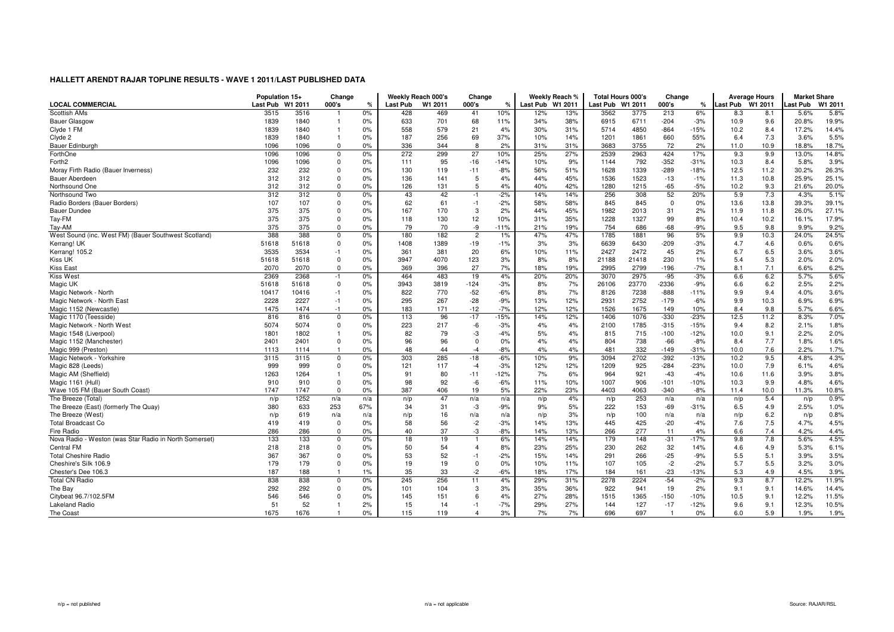### HALLETT ARENDT RAJAR TOPLINE RESULTS - WAVE 1 2011/LAST PUBLISHED DATA

| LOCAL COMMERCIAL | Population 15+ | | Change | | Weekly Reach 000's | | Change | | Weekly Reach % | | Total Hours 000's | | Change | | Average Hours | | Market Share | |
|---|---|---|---|---|---|---|---|---|---|---|---|---|---|---|---|---|---|---|
| | Last Pub | W1 2011 | 000's | % | Last Pub | W1 2011 | 000's | % | Last Pub | W1 2011 | Last Pub | W1 2011 | 000's | % | Last Pub | W1 2011 | Last Pub | W1 2011 |
| Scottish AMs | 3515 | 3516 | 1 | 0% | 428 | 469 | 41 | 10% | 12% | 13% | 3562 | 3775 | 213 | 6% | 8.3 | 8.1 | 5.6% | 5.8% |
| Bauer Glasgow | 1839 | 1840 | 1 | 0% | 633 | 701 | 68 | 11% | 34% | 38% | 6915 | 6711 | -204 | -3% | 10.9 | 9.6 | 20.8% | 19.9% |
| Clyde 1 FM | 1839 | 1840 | 1 | 0% | 558 | 579 | 21 | 4% | 30% | 31% | 5714 | 4850 | -864 | -15% | 10.2 | 8.4 | 17.2% | 14.4% |
| Clyde 2 | 1839 | 1840 | 1 | 0% | 187 | 256 | 69 | 37% | 10% | 14% | 1201 | 1861 | 660 | 55% | 6.4 | 7.3 | 3.6% | 5.5% |
| Bauer Edinburgh | 1096 | 1096 | 0 | 0% | 336 | 344 | 8 | 2% | 31% | 31% | 3683 | 3755 | 72 | 2% | 11.0 | 10.9 | 18.8% | 18.7% |
| ForthOne | 1096 | 1096 | 0 | 0% | 272 | 299 | 27 | 10% | 25% | 27% | 2539 | 2963 | 424 | 17% | 9.3 | 9.9 | 13.0% | 14.8% |
| Forth2 | 1096 | 1096 | 0 | 0% | 111 | 95 | -16 | -14% | 10% | 9% | 1144 | 792 | -352 | -31% | 10.3 | 8.4 | 5.8% | 3.9% |
| Moray Firth Radio (Bauer Inverness) | 232 | 232 | 0 | 0% | 130 | 119 | -11 | -8% | 56% | 51% | 1628 | 1339 | -289 | -18% | 12.5 | 11.2 | 30.2% | 26.3% |
| Bauer Aberdeen | 312 | 312 | 0 | 0% | 136 | 141 | 5 | 4% | 44% | 45% | 1536 | 1523 | -13 | -1% | 11.3 | 10.8 | 25.9% | 25.1% |
| Northsound One | 312 | 312 | 0 | 0% | 126 | 131 | 5 | 4% | 40% | 42% | 1280 | 1215 | -65 | -5% | 10.2 | 9.3 | 21.6% | 20.0% |
| Northsound Two | 312 | 312 | 0 | 0% | 43 | 42 | -1 | -2% | 14% | 14% | 256 | 308 | 52 | 20% | 5.9 | 7.3 | 4.3% | 5.1% |
| Radio Borders (Bauer Borders) | 107 | 107 | 0 | 0% | 62 | 61 | -1 | -2% | 58% | 58% | 845 | 845 | 0 | 0% | 13.6 | 13.8 | 39.3% | 39.1% |
| Bauer Dundee | 375 | 375 | 0 | 0% | 167 | 170 | 3 | 2% | 44% | 45% | 1982 | 2013 | 31 | 2% | 11.9 | 11.8 | 26.0% | 27.1% |
| Tay-FM | 375 | 375 | 0 | 0% | 118 | 130 | 12 | 10% | 31% | 35% | 1228 | 1327 | 99 | 8% | 10.4 | 10.2 | 16.1% | 17.9% |
| Tay-AM | 375 | 375 | 0 | 0% | 79 | 70 | -9 | -11% | 21% | 19% | 754 | 686 | -68 | -9% | 9.5 | 9.8 | 9.9% | 9.2% |
| West Sound (inc. West FM) (Bauer Southwest Scotland) | 388 | 388 | 0 | 0% | 180 | 182 | 2 | 1% | 47% | 47% | 1785 | 1881 | 96 | 5% | 9.9 | 10.3 | 24.0% | 24.5% |
| Kerrang! UK | 51618 | 51618 | 0 | 0% | 1408 | 1389 | -19 | -1% | 3% | 3% | 6639 | 6430 | -209 | -3% | 4.7 | 4.6 | 0.6% | 0.6% |
| Kerrang! 105.2 | 3535 | 3534 | -1 | 0% | 361 | 381 | 20 | 6% | 10% | 11% | 2427 | 2472 | 45 | 2% | 6.7 | 6.5 | 3.6% | 3.6% |
| Kiss UK | 51618 | 51618 | 0 | 0% | 3947 | 4070 | 123 | 3% | 8% | 8% | 21188 | 21418 | 230 | 1% | 5.4 | 5.3 | 2.0% | 2.0% |
| Kiss East | 2070 | 2070 | 0 | 0% | 369 | 396 | 27 | 7% | 18% | 19% | 2995 | 2799 | -196 | -7% | 8.1 | 7.1 | 6.6% | 6.2% |
| Kiss West | 2369 | 2368 | -1 | 0% | 464 | 483 | 19 | 4% | 20% | 20% | 3070 | 2975 | -95 | -3% | 6.6 | 6.2 | 5.7% | 5.6% |
| Magic UK | 51618 | 51618 | 0 | 0% | 3943 | 3819 | -124 | -3% | 8% | 7% | 26106 | 23770 | -2336 | -9% | 6.6 | 6.2 | 2.5% | 2.2% |
| Magic Network - North | 10417 | 10416 | -1 | 0% | 822 | 770 | -52 | -6% | 8% | 7% | 8126 | 7238 | -888 | -11% | 9.9 | 9.4 | 4.0% | 3.6% |
| Magic Network - North East | 2228 | 2227 | -1 | 0% | 295 | 267 | -28 | -9% | 13% | 12% | 2931 | 2752 | -179 | -6% | 9.9 | 10.3 | 6.9% | 6.9% |
| Magic 1152 (Newcastle) | 1475 | 1474 | -1 | 0% | 183 | 171 | -12 | -7% | 12% | 12% | 1526 | 1675 | 149 | 10% | 8.4 | 9.8 | 5.7% | 6.6% |
| Magic 1170 (Teesside) | 816 | 816 | 0 | 0% | 113 | 96 | -17 | -15% | 14% | 12% | 1406 | 1076 | -330 | -23% | 12.5 | 11.2 | 8.3% | 7.0% |
| Magic Network - North West | 5074 | 5074 | 0 | 0% | 223 | 217 | -6 | -3% | 4% | 4% | 2100 | 1785 | -315 | -15% | 9.4 | 8.2 | 2.1% | 1.8% |
| Magic 1548 (Liverpool) | 1801 | 1802 | 1 | 0% | 82 | 79 | -3 | -4% | 5% | 4% | 815 | 715 | -100 | -12% | 10.0 | 9.1 | 2.2% | 2.0% |
| Magic 1152 (Manchester) | 2401 | 2401 | 0 | 0% | 96 | 96 | 0 | 0% | 4% | 4% | 804 | 738 | -66 | -8% | 8.4 | 7.7 | 1.8% | 1.6% |
| Magic 999 (Preston) | 1113 | 1114 | 1 | 0% | 48 | 44 | -4 | -8% | 4% | 4% | 481 | 332 | -149 | -31% | 10.0 | 7.6 | 2.2% | 1.7% |
| Magic Network - Yorkshire | 3115 | 3115 | 0 | 0% | 303 | 285 | -18 | -6% | 10% | 9% | 3094 | 2702 | -392 | -13% | 10.2 | 9.5 | 4.8% | 4.3% |
| Magic 828 (Leeds) | 999 | 999 | 0 | 0% | 121 | 117 | -4 | -3% | 12% | 12% | 1209 | 925 | -284 | -23% | 10.0 | 7.9 | 6.1% | 4.6% |
| Magic AM (Sheffield) | 1263 | 1264 | 1 | 0% | 91 | 80 | -11 | -12% | 7% | 6% | 964 | 921 | -43 | -4% | 10.6 | 11.6 | 3.9% | 3.8% |
| Magic 1161 (Hull) | 910 | 910 | 0 | 0% | 98 | 92 | -6 | -6% | 11% | 10% | 1007 | 906 | -101 | -10% | 10.3 | 9.9 | 4.8% | 4.6% |
| Wave 105 FM (Bauer South Coast) | 1747 | 1747 | 0 | 0% | 387 | 406 | 19 | 5% | 22% | 23% | 4403 | 4063 | -340 | -8% | 11.4 | 10.0 | 11.3% | 10.8% |
| The Breeze (Total) | n/p | 1252 | n/a | n/a | n/p | 47 | n/a | n/a | n/p | 4% | n/p | 253 | n/a | n/a | n/p | 5.4 | n/p | 0.9% |
| The Breeze (East) (formerly The Quay) | 380 | 633 | 253 | 67% | 34 | 31 | -3 | -9% | 9% | 5% | 222 | 153 | -69 | -31% | 6.5 | 4.9 | 2.5% | 1.0% |
| The Breeze (West) | n/p | 619 | n/a | n/a | n/p | 16 | n/a | n/a | n/p | 3% | n/p | 100 | n/a | n/a | n/p | 6.2 | n/p | 0.8% |
| Total Broadcast Co | 419 | 419 | 0 | 0% | 58 | 56 | -2 | -3% | 14% | 13% | 445 | 425 | -20 | -4% | 7.6 | 7.5 | 4.7% | 4.5% |
| Fire Radio | 286 | 286 | 0 | 0% | 40 | 37 | -3 | -8% | 14% | 13% | 266 | 277 | 11 | 4% | 6.6 | 7.4 | 4.2% | 4.4% |
| Nova Radio - Weston (was Star Radio in North Somerset) | 133 | 133 | 0 | 0% | 18 | 19 | 1 | 6% | 14% | 14% | 179 | 148 | -31 | -17% | 9.8 | 7.8 | 5.6% | 4.5% |
| Central FM | 218 | 218 | 0 | 0% | 50 | 54 | 4 | 8% | 23% | 25% | 230 | 262 | 32 | 14% | 4.6 | 4.9 | 5.3% | 6.1% |
| Total Cheshire Radio | 367 | 367 | 0 | 0% | 53 | 52 | -1 | -2% | 15% | 14% | 291 | 266 | -25 | -9% | 5.5 | 5.1 | 3.9% | 3.5% |
| Cheshire's Silk 106.9 | 179 | 179 | 0 | 0% | 19 | 19 | 0 | 0% | 10% | 11% | 107 | 105 | -2 | -2% | 5.7 | 5.5 | 3.2% | 3.0% |
| Chester's Dee 106.3 | 187 | 188 | 1 | 1% | 35 | 33 | -2 | -6% | 18% | 17% | 184 | 161 | -23 | -13% | 5.3 | 4.9 | 4.5% | 3.9% |
| Total CN Radio | 838 | 838 | 0 | 0% | 245 | 256 | 11 | 4% | 29% | 31% | 2278 | 2224 | -54 | -2% | 9.3 | 8.7 | 12.2% | 11.9% |
| The Bay | 292 | 292 | 0 | 0% | 101 | 104 | 3 | 3% | 35% | 36% | 922 | 941 | 19 | 2% | 9.1 | 9.1 | 14.6% | 14.4% |
| Citybeat 96.7/102.5FM | 546 | 546 | 0 | 0% | 145 | 151 | 6 | 4% | 27% | 28% | 1515 | 1365 | -150 | -10% | 10.5 | 9.1 | 12.2% | 11.5% |
| Lakeland Radio | 51 | 52 | 1 | 2% | 15 | 14 | -1 | -7% | 29% | 27% | 144 | 127 | -17 | -12% | 9.6 | 9.1 | 12.3% | 10.5% |
| The Coast | 1675 | 1676 | 1 | 0% | 115 | 119 | 4 | 3% | 7% | 7% | 696 | 697 | 1 | 0% | 6.0 | 5.9 | 1.9% | 1.9% |

n/p = not published

n/a = not applicable

Source: RAJAR/RSL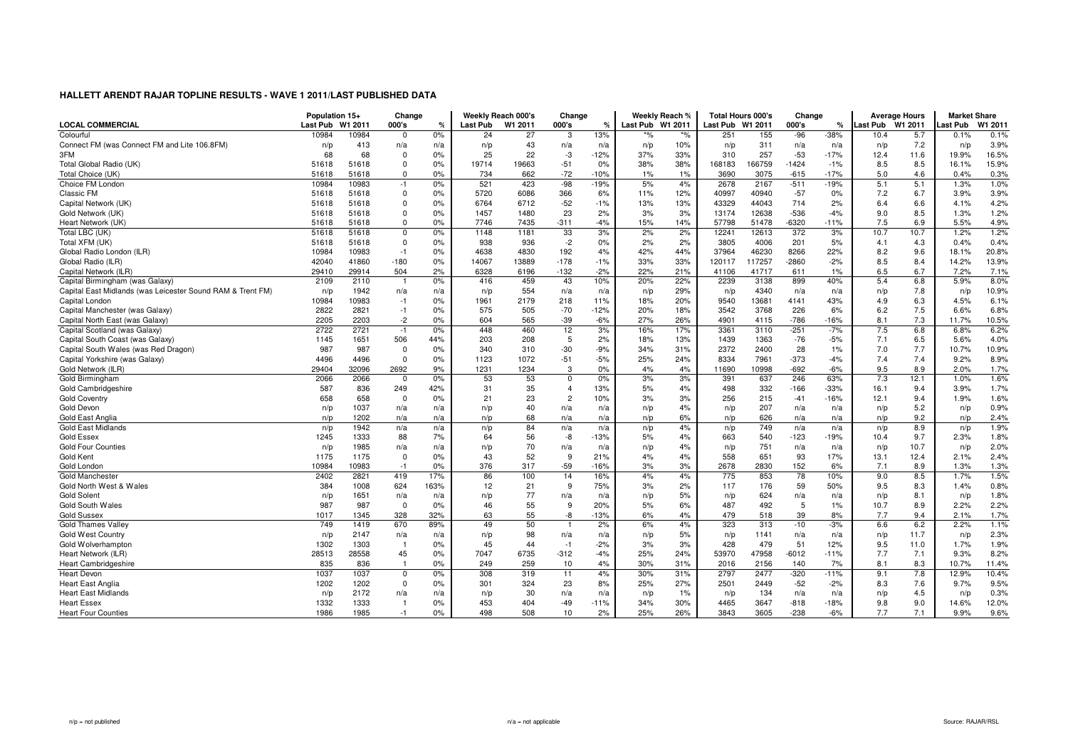# HALLETT ARENDT RAJAR TOPLINE RESULTS - WAVE 1 2011/LAST PUBLISHED DATA

| LOCAL COMMERCIAL | Population 15+ Last Pub | Population 15+ W1 2011 | Change 000's | Change % | Weekly Reach 000's Last Pub | Weekly Reach 000's W1 2011 | Change 000's | Change % | Weekly Reach % Last Pub | Weekly Reach % W1 2011 | Total Hours 000's Last Pub | Total Hours 000's W1 2011 | Change 000's | Change % | Average Hours Last Pub | Average Hours W1 2011 | Market Share Last Pub | Market Share W1 2011 |
|---|---|---|---|---|---|---|---|---|---|---|---|---|---|---|---|---|---|---|
| Colourful | 10984 | 10984 | 0 | 0% | 24 | 27 | 3 | 13% | *% | *% | 251 | 155 | -96 | -38% | 10.4 | 5.7 | 0.1% | 0.1% |
| Connect FM (was Connect FM and Lite 106.8FM) | n/p | 413 | n/a | n/a | n/p | 43 | n/a | n/a | n/p | 10% | n/p | 311 | n/a | n/a | n/p | 7.2 | n/p | 3.9% |
| 3FM | 68 | 68 | 0 | 0% | 25 | 22 | -3 | -12% | 37% | 33% | 310 | 257 | -53 | -17% | 12.4 | 11.6 | 19.9% | 16.5% |
| Total Global Radio (UK) | 51618 | 51618 | 0 | 0% | 19714 | 19663 | -51 | 0% | 38% | 38% | 168183 | 166759 | -1424 | -1% | 8.5 | 8.5 | 16.1% | 15.9% |
| Total Choice (UK) | 51618 | 51618 | 0 | 0% | 734 | 662 | -72 | -10% | 1% | 1% | 3690 | 3075 | -615 | -17% | 5.0 | 4.6 | 0.4% | 0.3% |
| Choice FM London | 10984 | 10983 | -1 | 0% | 521 | 423 | -98 | -19% | 5% | 4% | 2678 | 2167 | -511 | -19% | 5.1 | 5.1 | 1.3% | 1.0% |
| Classic FM | 51618 | 51618 | 0 | 0% | 5720 | 6086 | 366 | 6% | 11% | 12% | 40997 | 40940 | -57 | 0% | 7.2 | 6.7 | 3.9% | 3.9% |
| Capital Network (UK) | 51618 | 51618 | 0 | 0% | 6764 | 6712 | -52 | -1% | 13% | 13% | 43329 | 44043 | 714 | 2% | 6.4 | 6.6 | 4.1% | 4.2% |
| Gold Network (UK) | 51618 | 51618 | 0 | 0% | 1457 | 1480 | 23 | 2% | 3% | 3% | 13174 | 12638 | -536 | -4% | 9.0 | 8.5 | 1.3% | 1.2% |
| Heart Network (UK) | 51618 | 51618 | 0 | 0% | 7746 | 7435 | -311 | -4% | 15% | 14% | 57798 | 51478 | -6320 | -11% | 7.5 | 6.9 | 5.5% | 4.9% |
| Total LBC (UK) | 51618 | 51618 | 0 | 0% | 1148 | 1181 | 33 | 3% | 2% | 2% | 12241 | 12613 | 372 | 3% | 10.7 | 10.7 | 1.2% | 1.2% |
| Total XFM (UK) | 51618 | 51618 | 0 | 0% | 938 | 936 | -2 | 0% | 2% | 2% | 3805 | 4006 | 201 | 5% | 4.1 | 4.3 | 0.4% | 0.4% |
| Global Radio London (ILR) | 10984 | 10983 | -1 | 0% | 4638 | 4830 | 192 | 4% | 42% | 44% | 37964 | 46230 | 8266 | 22% | 8.2 | 9.6 | 18.1% | 20.8% |
| Global Radio (ILR) | 42040 | 41860 | -180 | 0% | 14067 | 13889 | -178 | -1% | 33% | 33% | 120117 | 117257 | -2860 | -2% | 8.5 | 8.4 | 14.2% | 13.9% |
| Capital Network (ILR) | 29410 | 29914 | 504 | 2% | 6328 | 6196 | -132 | -2% | 22% | 21% | 41106 | 41717 | 611 | 1% | 6.5 | 6.7 | 7.2% | 7.1% |
| Capital Birmingham (was Galaxy) | 2109 | 2110 | 1 | 0% | 416 | 459 | 43 | 10% | 20% | 22% | 2239 | 3138 | 899 | 40% | 5.4 | 6.8 | 5.9% | 8.0% |
| Capital East Midlands (was Leicester Sound RAM & Trent FM) | n/p | 1942 | n/a | n/a | n/p | 554 | n/a | n/a | n/p | 29% | n/p | 4340 | n/a | n/a | n/p | 7.8 | n/p | 10.9% |
| Capital London | 10984 | 10983 | -1 | 0% | 1961 | 2179 | 218 | 11% | 18% | 20% | 9540 | 13681 | 4141 | 43% | 4.9 | 6.3 | 4.5% | 6.1% |
| Capital Manchester (was Galaxy) | 2822 | 2821 | -1 | 0% | 575 | 505 | -70 | -12% | 20% | 18% | 3542 | 3768 | 226 | 6% | 6.2 | 7.5 | 6.6% | 6.8% |
| Capital North East (was Galaxy) | 2205 | 2203 | -2 | 0% | 604 | 565 | -39 | -6% | 27% | 26% | 4901 | 4115 | -786 | -16% | 8.1 | 7.3 | 11.7% | 10.5% |
| Capital Scotland (was Galaxy) | 2722 | 2721 | -1 | 0% | 448 | 460 | 12 | 3% | 16% | 17% | 3361 | 3110 | -251 | -7% | 7.5 | 6.8 | 6.8% | 6.2% |
| Capital South Coast (was Galaxy) | 1145 | 1651 | 506 | 44% | 203 | 208 | 5 | 2% | 18% | 13% | 1439 | 1363 | -76 | -5% | 7.1 | 6.5 | 5.6% | 4.0% |
| Capital South Wales (was Red Dragon) | 987 | 987 | 0 | 0% | 340 | 310 | -30 | -9% | 34% | 31% | 2372 | 2400 | 28 | 1% | 7.0 | 7.7 | 10.7% | 10.9% |
| Capital Yorkshire (was Galaxy) | 4496 | 4496 | 0 | 0% | 1123 | 1072 | -51 | -5% | 25% | 24% | 8334 | 7961 | -373 | -4% | 7.4 | 7.4 | 9.2% | 8.9% |
| Gold Network (ILR) | 29404 | 32096 | 2692 | 9% | 1231 | 1234 | 3 | 0% | 4% | 4% | 11690 | 10998 | -692 | -6% | 9.5 | 8.9 | 2.0% | 1.7% |
| Gold Birmingham | 2066 | 2066 | 0 | 0% | 53 | 53 | 0 | 0% | 3% | 3% | 391 | 637 | 246 | 63% | 7.3 | 12.1 | 1.0% | 1.6% |
| Gold Cambridgeshire | 587 | 836 | 249 | 42% | 31 | 35 | 4 | 13% | 5% | 4% | 498 | 332 | -166 | -33% | 16.1 | 9.4 | 3.9% | 1.7% |
| Gold Coventry | 658 | 658 | 0 | 0% | 21 | 23 | 2 | 10% | 3% | 3% | 256 | 215 | -41 | -16% | 12.1 | 9.4 | 1.9% | 1.6% |
| Gold Devon | n/p | 1037 | n/a | n/a | n/p | 40 | n/a | n/a | n/p | 4% | n/p | 207 | n/a | n/a | n/p | 5.2 | n/p | 0.9% |
| Gold East Anglia | n/p | 1202 | n/a | n/a | n/p | 68 | n/a | n/a | n/p | 6% | n/p | 626 | n/a | n/a | n/p | 9.2 | n/p | 2.4% |
| Gold East Midlands | n/p | 1942 | n/a | n/a | n/p | 84 | n/a | n/a | n/p | 4% | n/p | 749 | n/a | n/a | n/p | 8.9 | n/p | 1.9% |
| Gold Essex | 1245 | 1333 | 88 | 7% | 64 | 56 | -8 | -13% | 5% | 4% | 663 | 540 | -123 | -19% | 10.4 | 9.7 | 2.3% | 1.8% |
| Gold Four Counties | n/p | 1985 | n/a | n/a | n/p | 70 | n/a | n/a | n/p | 4% | n/p | 751 | n/a | n/a | n/p | 10.7 | n/p | 2.0% |
| Gold Kent | 1175 | 1175 | 0 | 0% | 43 | 52 | 9 | 21% | 4% | 4% | 558 | 651 | 93 | 17% | 13.1 | 12.4 | 2.1% | 2.4% |
| Gold London | 10984 | 10983 | -1 | 0% | 376 | 317 | -59 | -16% | 3% | 3% | 2678 | 2830 | 152 | 6% | 7.1 | 8.9 | 1.3% | 1.3% |
| Gold Manchester | 2402 | 2821 | 419 | 17% | 86 | 100 | 14 | 16% | 4% | 4% | 775 | 853 | 78 | 10% | 9.0 | 8.5 | 1.7% | 1.5% |
| Gold North West & Wales | 384 | 1008 | 624 | 163% | 12 | 21 | 9 | 75% | 3% | 2% | 117 | 176 | 59 | 50% | 9.5 | 8.3 | 1.4% | 0.8% |
| Gold Solent | n/p | 1651 | n/a | n/a | n/p | 77 | n/a | n/a | n/p | 5% | n/p | 624 | n/a | n/a | n/p | 8.1 | n/p | 1.8% |
| Gold South Wales | 987 | 987 | 0 | 0% | 46 | 55 | 9 | 20% | 5% | 6% | 487 | 492 | 5 | 1% | 10.7 | 8.9 | 2.2% | 2.2% |
| Gold Sussex | 1017 | 1345 | 328 | 32% | 63 | 55 | -8 | -13% | 6% | 4% | 479 | 518 | 39 | 8% | 7.7 | 9.4 | 2.1% | 1.7% |
| Gold Thames Valley | 749 | 1419 | 670 | 89% | 49 | 50 | 1 | 2% | 6% | 4% | 323 | 313 | -10 | -3% | 6.6 | 6.2 | 2.2% | 1.1% |
| Gold West Country | n/p | 2147 | n/a | n/a | n/p | 98 | n/a | n/a | n/p | 5% | n/p | 1141 | n/a | n/a | n/p | 11.7 | n/p | 2.3% |
| Gold Wolverhampton | 1302 | 1303 | 1 | 0% | 45 | 44 | -1 | -2% | 3% | 3% | 428 | 479 | 51 | 12% | 9.5 | 11.0 | 1.7% | 1.9% |
| Heart Network (ILR) | 28513 | 28558 | 45 | 0% | 7047 | 6735 | -312 | -4% | 25% | 24% | 53970 | 47958 | -6012 | -11% | 7.7 | 7.1 | 9.3% | 8.2% |
| Heart Cambridgeshire | 835 | 836 | 1 | 0% | 249 | 259 | 10 | 4% | 30% | 31% | 2016 | 2156 | 140 | 7% | 8.1 | 8.3 | 10.7% | 11.4% |
| Heart Devon | 1037 | 1037 | 0 | 0% | 308 | 319 | 11 | 4% | 30% | 31% | 2797 | 2477 | -320 | -11% | 9.1 | 7.8 | 12.9% | 10.4% |
| Heart East Anglia | 1202 | 1202 | 0 | 0% | 301 | 324 | 23 | 8% | 25% | 27% | 2501 | 2449 | -52 | -2% | 8.3 | 7.6 | 9.7% | 9.5% |
| Heart East Midlands | n/p | 2172 | n/a | n/a | n/p | 30 | n/a | n/a | n/p | 1% | n/p | 134 | n/a | n/a | n/p | 4.5 | n/p | 0.3% |
| Heart Essex | 1332 | 1333 | 1 | 0% | 453 | 404 | -49 | -11% | 34% | 30% | 4465 | 3647 | -818 | -18% | 9.8 | 9.0 | 14.6% | 12.0% |
| Heart Four Counties | 1986 | 1985 | -1 | 0% | 498 | 508 | 10 | 2% | 25% | 26% | 3843 | 3605 | -238 | -6% | 7.7 | 7.1 | 9.9% | 9.6% |

n/p = not published

n/a = not applicable

Source: RAJAR/RSL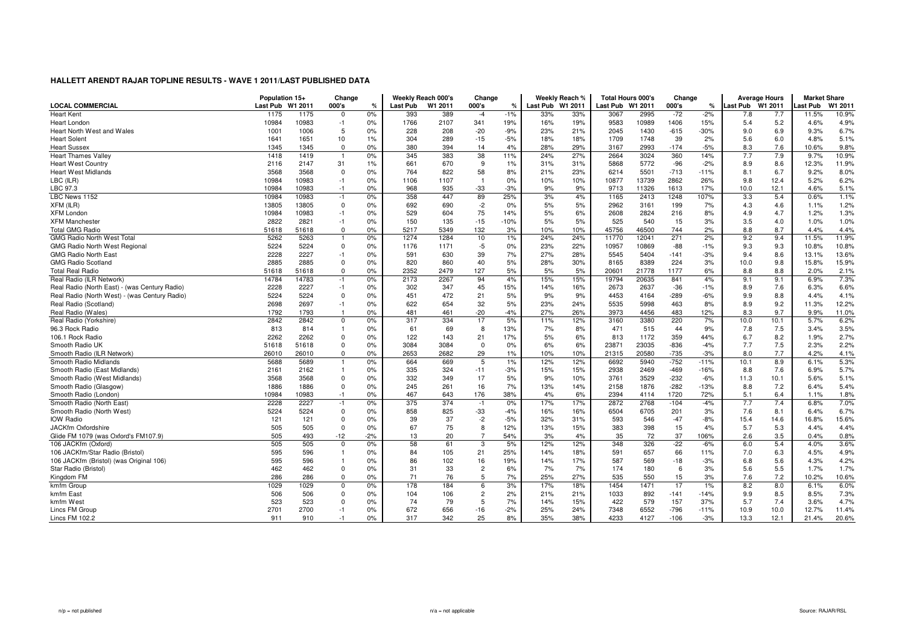# HALLETT ARENDT RAJAR TOPLINE RESULTS - WAVE 1 2011/LAST PUBLISHED DATA

| LOCAL COMMERCIAL | Population 15+ | | Change | | Weekly Reach 000's | | Change | | Weekly Reach % | | Total Hours 000's | | Change | | Average Hours | | Market Share | |
|---|---|---|---|---|---|---|---|---|---|---|---|---|---|---|---|---|---|---|
| | Last Pub | W1 2011 | 000's | % | Last Pub | W1 2011 | 000's | % | Last Pub | W1 2011 | Last Pub | W1 2011 | 000's | % | Last Pub | W1 2011 | Last Pub | W1 2011 |
| Heart Kent | 1175 | 1175 | 0 | 0% | 393 | 389 | -4 | -1% | 33% | 33% | 3067 | 2995 | -72 | -2% | 7.8 | 7.7 | 11.5% | 10.9% |
| Heart London | 10984 | 10983 | -1 | 0% | 1766 | 2107 | 341 | 19% | 16% | 19% | 9583 | 10989 | 1406 | 15% | 5.4 | 5.2 | 4.6% | 4.9% |
| Heart North West and Wales | 1001 | 1006 | 5 | 0% | 228 | 208 | -20 | -9% | 23% | 21% | 2045 | 1430 | -615 | -30% | 9.0 | 6.9 | 9.3% | 6.7% |
| Heart Solent | 1641 | 1651 | 10 | 1% | 304 | 289 | -15 | -5% | 18% | 18% | 1709 | 1748 | 39 | 2% | 5.6 | 6.0 | 4.8% | 5.1% |
| Heart Sussex | 1345 | 1345 | 0 | 0% | 380 | 394 | 14 | 4% | 28% | 29% | 3167 | 2993 | -174 | -5% | 8.3 | 7.6 | 10.6% | 9.8% |
| Heart Thames Valley | 1418 | 1419 | 1 | 0% | 345 | 383 | 38 | 11% | 24% | 27% | 2664 | 3024 | 360 | 14% | 7.7 | 7.9 | 9.7% | 10.9% |
| Heart West Country | 2116 | 2147 | 31 | 1% | 661 | 670 | 9 | 1% | 31% | 31% | 5868 | 5772 | -96 | -2% | 8.9 | 8.6 | 12.3% | 11.9% |
| Heart West Midlands | 3568 | 3568 | 0 | 0% | 764 | 822 | 58 | 8% | 21% | 23% | 6214 | 5501 | -713 | -11% | 8.1 | 6.7 | 9.2% | 8.0% |
| LBC (ILR) | 10984 | 10983 | -1 | 0% | 1106 | 1107 | 1 | 0% | 10% | 10% | 10877 | 13739 | 2862 | 26% | 9.8 | 12.4 | 5.2% | 6.2% |
| LBC 97.3 | 10984 | 10983 | -1 | 0% | 968 | 935 | -33 | -3% | 9% | 9% | 9713 | 11326 | 1613 | 17% | 10.0 | 12.1 | 4.6% | 5.1% |
| LBC News 1152 | 10984 | 10983 | -1 | 0% | 358 | 447 | 89 | 25% | 3% | 4% | 1165 | 2413 | 1248 | 107% | 3.3 | 5.4 | 0.6% | 1.1% |
| XFM (ILR) | 13805 | 13805 | 0 | 0% | 692 | 690 | -2 | 0% | 5% | 5% | 2962 | 3161 | 199 | 7% | 4.3 | 4.6 | 1.1% | 1.2% |
| XFM London | 10984 | 10983 | -1 | 0% | 529 | 604 | 75 | 14% | 5% | 6% | 2608 | 2824 | 216 | 8% | 4.9 | 4.7 | 1.2% | 1.3% |
| XFM Manchester | 2822 | 2821 | -1 | 0% | 150 | 135 | -15 | -10% | 5% | 5% | 525 | 540 | 15 | 3% | 3.5 | 4.0 | 1.0% | 1.0% |
| Total GMG Radio | 51618 | 51618 | 0 | 0% | 5217 | 5349 | 132 | 3% | 10% | 10% | 45756 | 46500 | 744 | 2% | 8.8 | 8.7 | 4.4% | 4.4% |
| GMG Radio North West Total | 5262 | 5263 | 1 | 0% | 1274 | 1284 | 10 | 1% | 24% | 24% | 11770 | 12041 | 271 | 2% | 9.2 | 9.4 | 11.5% | 11.9% |
| GMG Radio North West Regional | 5224 | 5224 | 0 | 0% | 1176 | 1171 | -5 | 0% | 23% | 22% | 10957 | 10869 | -88 | -1% | 9.3 | 9.3 | 10.8% | 10.8% |
| GMG Radio North East | 2228 | 2227 | -1 | 0% | 591 | 630 | 39 | 7% | 27% | 28% | 5545 | 5404 | -141 | -3% | 9.4 | 8.6 | 13.1% | 13.6% |
| GMG Radio Scotland | 2885 | 2885 | 0 | 0% | 820 | 860 | 40 | 5% | 28% | 30% | 8165 | 8389 | 224 | 3% | 10.0 | 9.8 | 15.8% | 15.9% |
| Total Real Radio | 51618 | 51618 | 0 | 0% | 2352 | 2479 | 127 | 5% | 5% | 5% | 20601 | 21778 | 1177 | 6% | 8.8 | 8.8 | 2.0% | 2.1% |
| Real Radio (ILR Network) | 14784 | 14783 | -1 | 0% | 2173 | 2267 | 94 | 4% | 15% | 15% | 19794 | 20635 | 841 | 4% | 9.1 | 9.1 | 6.9% | 7.3% |
| Real Radio (North East) - (was Century Radio) | 2228 | 2227 | -1 | 0% | 302 | 347 | 45 | 15% | 14% | 16% | 2673 | 2637 | -36 | -1% | 8.9 | 7.6 | 6.3% | 6.6% |
| Real Radio (North West) - (was Century Radio) | 5224 | 5224 | 0 | 0% | 451 | 472 | 21 | 5% | 9% | 9% | 4453 | 4164 | -289 | -6% | 9.9 | 8.8 | 4.4% | 4.1% |
| Real Radio (Scotland) | 2698 | 2697 | -1 | 0% | 622 | 654 | 32 | 5% | 23% | 24% | 5535 | 5998 | 463 | 8% | 8.9 | 9.2 | 11.3% | 12.2% |
| Real Radio (Wales) | 1792 | 1793 | 1 | 0% | 481 | 461 | -20 | -4% | 27% | 26% | 3973 | 4456 | 483 | 12% | 8.3 | 9.7 | 9.9% | 11.0% |
| Real Radio (Yorkshire) | 2842 | 2842 | 0 | 0% | 317 | 334 | 17 | 5% | 11% | 12% | 3160 | 3380 | 220 | 7% | 10.0 | 10.1 | 5.7% | 6.2% |
| 96.3 Rock Radio | 813 | 814 | 1 | 0% | 61 | 69 | 8 | 13% | 7% | 8% | 471 | 515 | 44 | 9% | 7.8 | 7.5 | 3.4% | 3.5% |
| 106.1 Rock Radio | 2262 | 2262 | 0 | 0% | 122 | 143 | 21 | 17% | 5% | 6% | 813 | 1172 | 359 | 44% | 6.7 | 8.2 | 1.9% | 2.7% |
| Smooth Radio UK | 51618 | 51618 | 0 | 0% | 3084 | 3084 | 0 | 0% | 6% | 6% | 23871 | 23035 | -836 | -4% | 7.7 | 7.5 | 2.3% | 2.2% |
| Smooth Radio (ILR Network) | 26010 | 26010 | 0 | 0% | 2653 | 2682 | 29 | 1% | 10% | 10% | 21315 | 20580 | -735 | -3% | 8.0 | 7.7 | 4.2% | 4.1% |
| Smooth Radio Midlands | 5688 | 5689 | 1 | 0% | 664 | 669 | 5 | 1% | 12% | 12% | 6692 | 5940 | -752 | -11% | 10.1 | 8.9 | 6.1% | 5.3% |
| Smooth Radio (East Midlands) | 2161 | 2162 | 1 | 0% | 335 | 324 | -11 | -3% | 15% | 15% | 2938 | 2469 | -469 | -16% | 8.8 | 7.6 | 6.9% | 5.7% |
| Smooth Radio (West Midlands) | 3568 | 3568 | 0 | 0% | 332 | 349 | 17 | 5% | 9% | 10% | 3761 | 3529 | -232 | -6% | 11.3 | 10.1 | 5.6% | 5.1% |
| Smooth Radio (Glasgow) | 1886 | 1886 | 0 | 0% | 245 | 261 | 16 | 7% | 13% | 14% | 2158 | 1876 | -282 | -13% | 8.8 | 7.2 | 6.4% | 5.4% |
| Smooth Radio (London) | 10984 | 10983 | -1 | 0% | 467 | 643 | 176 | 38% | 4% | 6% | 2394 | 4114 | 1720 | 72% | 5.1 | 6.4 | 1.1% | 1.8% |
| Smooth Radio (North East) | 2228 | 2227 | -1 | 0% | 375 | 374 | -1 | 0% | 17% | 17% | 2872 | 2768 | -104 | -4% | 7.7 | 7.4 | 6.8% | 7.0% |
| Smooth Radio (North West) | 5224 | 5224 | 0 | 0% | 858 | 825 | -33 | -4% | 16% | 16% | 6504 | 6705 | 201 | 3% | 7.6 | 8.1 | 6.4% | 6.7% |
| IOW Radio | 121 | 121 | 0 | 0% | 39 | 37 | -2 | -5% | 32% | 31% | 593 | 546 | -47 | -8% | 15.4 | 14.6 | 16.8% | 15.6% |
| JACKfm Oxfordshire | 505 | 505 | 0 | 0% | 67 | 75 | 8 | 12% | 13% | 15% | 383 | 398 | 15 | 4% | 5.7 | 5.3 | 4.4% | 4.4% |
| Glide FM 1079 (was Oxford's FM107.9) | 505 | 493 | -12 | -2% | 13 | 20 | 7 | 54% | 3% | 4% | 35 | 72 | 37 | 106% | 2.6 | 3.5 | 0.4% | 0.8% |
| 106 JACKfm (Oxford) | 505 | 505 | 0 | 0% | 58 | 61 | 3 | 5% | 12% | 12% | 348 | 326 | -22 | -6% | 6.0 | 5.4 | 4.0% | 3.6% |
| 106 JACKfm/Star Radio (Bristol) | 595 | 596 | 1 | 0% | 84 | 105 | 21 | 25% | 14% | 18% | 591 | 657 | 66 | 11% | 7.0 | 6.3 | 4.5% | 4.9% |
| 106 JACKfm (Bristol) (was Original 106) | 595 | 596 | 1 | 0% | 86 | 102 | 16 | 19% | 14% | 17% | 587 | 569 | -18 | -3% | 6.8 | 5.6 | 4.3% | 4.2% |
| Star Radio (Bristol) | 462 | 462 | 0 | 0% | 31 | 33 | 2 | 6% | 7% | 7% | 174 | 180 | 6 | 3% | 5.6 | 5.5 | 1.7% | 1.7% |
| Kingdom FM | 286 | 286 | 0 | 0% | 71 | 76 | 5 | 7% | 25% | 27% | 535 | 550 | 15 | 3% | 7.6 | 7.2 | 10.2% | 10.6% |
| kmfm Group | 1029 | 1029 | 0 | 0% | 178 | 184 | 6 | 3% | 17% | 18% | 1454 | 1471 | 17 | 1% | 8.2 | 8.0 | 6.1% | 6.0% |
| kmfm East | 506 | 506 | 0 | 0% | 104 | 106 | 2 | 2% | 21% | 21% | 1033 | 892 | -141 | -14% | 9.9 | 8.5 | 8.5% | 7.3% |
| kmfm West | 523 | 523 | 0 | 0% | 74 | 79 | 5 | 7% | 14% | 15% | 422 | 579 | 157 | 37% | 5.7 | 7.4 | 3.6% | 4.7% |
| Lincs FM Group | 2701 | 2700 | -1 | 0% | 672 | 656 | -16 | -2% | 25% | 24% | 7348 | 6552 | -796 | -11% | 10.9 | 10.0 | 12.7% | 11.4% |
| Lincs FM 102.2 | 911 | 910 | -1 | 0% | 317 | 342 | 25 | 8% | 35% | 38% | 4233 | 4127 | -106 | -3% | 13.3 | 12.1 | 21.4% | 20.6% |

n/p = not published    n/a = not applicable    Source: RAJAR/RSL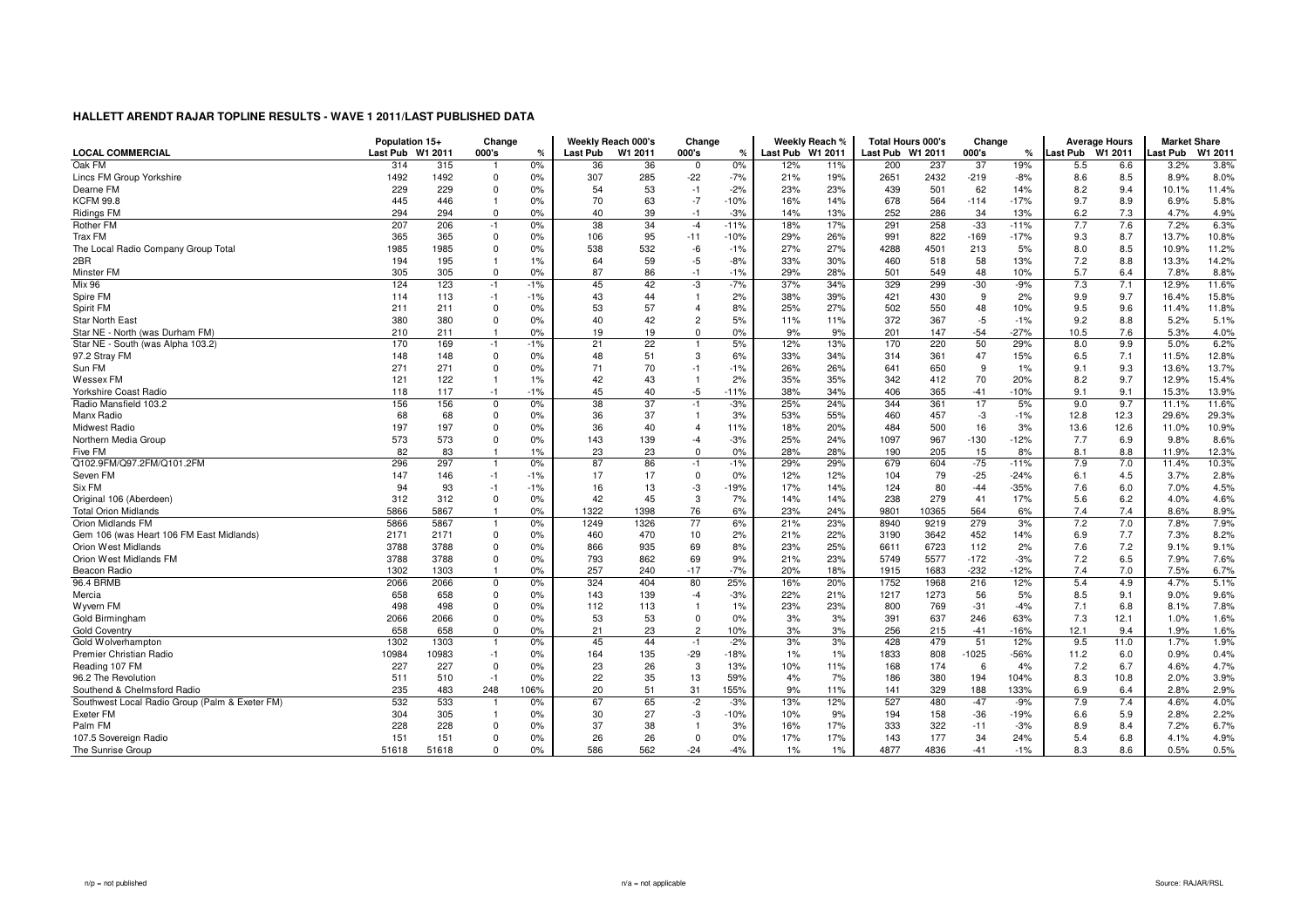## HALLETT ARENDT RAJAR TOPLINE RESULTS - WAVE 1 2011/LAST PUBLISHED DATA

| LOCAL COMMERCIAL | Population 15+ | | Change | | Weekly Reach 000's | | Change | | Weekly Reach % | | Total Hours 000's | | Change | | Average Hours | | Market Share | |
|---|---|---|---|---|---|---|---|---|---|---|---|---|---|---|---|---|---|---|
| | Last Pub | W1 2011 | 000's | % | Last Pub | W1 2011 | 000's | % | Last Pub | W1 2011 | Last Pub | W1 2011 | 000's | % | Last Pub | W1 2011 | Last Pub | W1 2011 |
| Oak FM | 314 | 315 | 1 | 0% | 36 | 36 | 0 | 0% | 12% | 11% | 200 | 237 | 37 | 19% | 5.5 | 6.6 | 3.2% | 3.8% |
| Lincs FM Group Yorkshire | 1492 | 1492 | 0 | 0% | 307 | 285 | -22 | -7% | 21% | 19% | 2651 | 2432 | -219 | -8% | 8.6 | 8.5 | 8.9% | 8.0% |
| Dearne FM | 229 | 229 | 0 | 0% | 54 | 53 | -1 | -2% | 23% | 23% | 439 | 501 | 62 | 14% | 8.2 | 9.4 | 10.1% | 11.4% |
| KCFM 99.8 | 445 | 446 | 1 | 0% | 70 | 63 | -7 | -10% | 16% | 14% | 678 | 564 | -114 | -17% | 9.7 | 8.9 | 6.9% | 5.8% |
| Ridings FM | 294 | 294 | 0 | 0% | 40 | 39 | -1 | -3% | 14% | 13% | 252 | 286 | 34 | 13% | 6.2 | 7.3 | 4.7% | 4.9% |
| Rother FM | 207 | 206 | -1 | 0% | 38 | 34 | -4 | -11% | 18% | 17% | 291 | 258 | -33 | -11% | 7.7 | 7.6 | 7.2% | 6.3% |
| Trax FM | 365 | 365 | 0 | 0% | 106 | 95 | -11 | -10% | 29% | 26% | 991 | 822 | -169 | -17% | 9.3 | 8.7 | 13.7% | 10.8% |
| The Local Radio Company Group Total | 1985 | 1985 | 0 | 0% | 538 | 532 | -6 | -1% | 27% | 27% | 4288 | 4501 | 213 | 5% | 8.0 | 8.5 | 10.9% | 11.2% |
| 2BR | 194 | 195 | 1 | 1% | 64 | 59 | -5 | -8% | 33% | 30% | 460 | 518 | 58 | 13% | 7.2 | 8.8 | 13.3% | 14.2% |
| Minster FM | 305 | 305 | 0 | 0% | 87 | 86 | -1 | -1% | 29% | 28% | 501 | 549 | 48 | 10% | 5.7 | 6.4 | 7.8% | 8.8% |
| Mix 96 | 124 | 123 | -1 | -1% | 45 | 42 | -3 | -7% | 37% | 34% | 329 | 299 | -30 | -9% | 7.3 | 7.1 | 12.9% | 11.6% |
| Spire FM | 114 | 113 | -1 | -1% | 43 | 44 | 1 | 2% | 38% | 39% | 421 | 430 | 9 | 2% | 9.9 | 9.7 | 16.4% | 15.8% |
| Spirit FM | 211 | 211 | 0 | 0% | 53 | 57 | 4 | 8% | 25% | 27% | 502 | 550 | 48 | 10% | 9.5 | 9.6 | 11.4% | 11.8% |
| Star North East | 380 | 380 | 0 | 0% | 40 | 42 | 2 | 5% | 11% | 11% | 372 | 367 | -5 | -1% | 9.2 | 8.8 | 5.2% | 5.1% |
| Star NE - North (was Durham FM) | 210 | 211 | 1 | 0% | 19 | 19 | 0 | 0% | 9% | 9% | 201 | 147 | -54 | -27% | 10.5 | 7.6 | 5.3% | 4.0% |
| Star NE - South (was Alpha 103.2) | 170 | 169 | -1 | -1% | 21 | 22 | 1 | 5% | 12% | 13% | 170 | 220 | 50 | 29% | 8.0 | 9.9 | 5.0% | 6.2% |
| 97.2 Stray FM | 148 | 148 | 0 | 0% | 48 | 51 | 3 | 6% | 33% | 34% | 314 | 361 | 47 | 15% | 6.5 | 7.1 | 11.5% | 12.8% |
| Sun FM | 271 | 271 | 0 | 0% | 71 | 70 | -1 | -1% | 26% | 26% | 641 | 650 | 9 | 1% | 9.1 | 9.3 | 13.6% | 13.7% |
| Wessex FM | 121 | 122 | 1 | 1% | 42 | 43 | 1 | 2% | 35% | 35% | 342 | 412 | 70 | 20% | 8.2 | 9.7 | 12.9% | 15.4% |
| Yorkshire Coast Radio | 118 | 117 | -1 | -1% | 45 | 40 | -5 | -11% | 38% | 34% | 406 | 365 | -41 | -10% | 9.1 | 9.1 | 15.3% | 13.9% |
| Radio Mansfield 103.2 | 156 | 156 | 0 | 0% | 38 | 37 | -1 | -3% | 25% | 24% | 344 | 361 | 17 | 5% | 9.0 | 9.7 | 11.1% | 11.6% |
| Manx Radio | 68 | 68 | 0 | 0% | 36 | 37 | 1 | 3% | 53% | 55% | 460 | 457 | -3 | -1% | 12.8 | 12.3 | 29.6% | 29.3% |
| Midwest Radio | 197 | 197 | 0 | 0% | 36 | 40 | 4 | 11% | 18% | 20% | 484 | 500 | 16 | 3% | 13.6 | 12.6 | 11.0% | 10.9% |
| Northern Media Group | 573 | 573 | 0 | 0% | 143 | 139 | -4 | -3% | 25% | 24% | 1097 | 967 | -130 | -12% | 7.7 | 6.9 | 9.8% | 8.6% |
| Five FM | 82 | 83 | 1 | 1% | 23 | 23 | 0 | 0% | 28% | 28% | 190 | 205 | 15 | 8% | 8.1 | 8.8 | 11.9% | 12.3% |
| Q102.9FM/Q97.2FM/Q101.2FM | 296 | 297 | 1 | 0% | 87 | 86 | -1 | -1% | 29% | 29% | 679 | 604 | -75 | -11% | 7.9 | 7.0 | 11.4% | 10.3% |
| Seven FM | 147 | 146 | -1 | -1% | 17 | 17 | 0 | 0% | 12% | 12% | 104 | 79 | -25 | -24% | 6.1 | 4.5 | 3.7% | 2.8% |
| Six FM | 94 | 93 | -1 | -1% | 16 | 13 | -3 | -19% | 17% | 14% | 124 | 80 | -44 | -35% | 7.6 | 6.0 | 7.0% | 4.5% |
| Original 106 (Aberdeen) | 312 | 312 | 0 | 0% | 42 | 45 | 3 | 7% | 14% | 14% | 238 | 279 | 41 | 17% | 5.6 | 6.2 | 4.0% | 4.6% |
| Total Orion Midlands | 5866 | 5867 | 1 | 0% | 1322 | 1398 | 76 | 6% | 23% | 24% | 9801 | 10365 | 564 | 6% | 7.4 | 7.4 | 8.6% | 8.9% |
| Orion Midlands FM | 5866 | 5867 | 1 | 0% | 1249 | 1326 | 77 | 6% | 21% | 23% | 8940 | 9219 | 279 | 3% | 7.2 | 7.0 | 7.8% | 7.9% |
| Gem 106 (was Heart 106 FM East Midlands) | 2171 | 2171 | 0 | 0% | 460 | 470 | 10 | 2% | 21% | 22% | 3190 | 3642 | 452 | 14% | 6.9 | 7.7 | 7.3% | 8.2% |
| Orion West Midlands | 3788 | 3788 | 0 | 0% | 866 | 935 | 69 | 8% | 23% | 25% | 6611 | 6723 | 112 | 2% | 7.6 | 7.2 | 9.1% | 9.1% |
| Orion West Midlands FM | 3788 | 3788 | 0 | 0% | 793 | 862 | 69 | 9% | 21% | 23% | 5749 | 5577 | -172 | -3% | 7.2 | 6.5 | 7.9% | 7.6% |
| Beacon Radio | 1302 | 1303 | 1 | 0% | 257 | 240 | -17 | -7% | 20% | 18% | 1915 | 1683 | -232 | -12% | 7.4 | 7.0 | 7.5% | 6.7% |
| 96.4 BRMB | 2066 | 2066 | 0 | 0% | 324 | 404 | 80 | 25% | 16% | 20% | 1752 | 1968 | 216 | 12% | 5.4 | 4.9 | 4.7% | 5.1% |
| Mercia | 658 | 658 | 0 | 0% | 143 | 139 | -4 | -3% | 22% | 21% | 1217 | 1273 | 56 | 5% | 8.5 | 9.1 | 9.0% | 9.6% |
| Wyvern FM | 498 | 498 | 0 | 0% | 112 | 113 | 1 | 1% | 23% | 23% | 800 | 769 | -31 | -4% | 7.1 | 6.8 | 8.1% | 7.8% |
| Gold Birmingham | 2066 | 2066 | 0 | 0% | 53 | 53 | 0 | 0% | 3% | 3% | 391 | 637 | 246 | 63% | 7.3 | 12.1 | 1.0% | 1.6% |
| Gold Coventry | 658 | 658 | 0 | 0% | 21 | 23 | 2 | 10% | 3% | 3% | 256 | 215 | -41 | -16% | 12.1 | 9.4 | 1.9% | 1.6% |
| Gold Wolverhampton | 1302 | 1303 | 1 | 0% | 45 | 44 | -1 | -2% | 3% | 3% | 428 | 479 | 51 | 12% | 9.5 | 11.0 | 1.7% | 1.9% |
| Premier Christian Radio | 10984 | 10983 | -1 | 0% | 164 | 135 | -29 | -18% | 1% | 1% | 1833 | 808 | -1025 | -56% | 11.2 | 6.0 | 0.9% | 0.4% |
| Reading 107 FM | 227 | 227 | 0 | 0% | 23 | 26 | 3 | 13% | 10% | 11% | 168 | 174 | 6 | 4% | 7.2 | 6.7 | 4.6% | 4.7% |
| 96.2 The Revolution | 511 | 510 | -1 | 0% | 22 | 35 | 13 | 59% | 4% | 7% | 186 | 380 | 194 | 104% | 8.3 | 10.8 | 2.0% | 3.9% |
| Southend & Chelmsford Radio | 235 | 483 | 248 | 106% | 20 | 51 | 31 | 155% | 9% | 11% | 141 | 329 | 188 | 133% | 6.9 | 6.4 | 2.8% | 2.9% |
| Southwest Local Radio Group (Palm & Exeter FM) | 532 | 533 | 1 | 0% | 67 | 65 | -2 | -3% | 13% | 12% | 527 | 480 | -47 | -9% | 7.9 | 7.4 | 4.6% | 4.0% |
| Exeter FM | 304 | 305 | 1 | 0% | 30 | 27 | -3 | -10% | 10% | 9% | 194 | 158 | -36 | -19% | 6.6 | 5.9 | 2.8% | 2.2% |
| Palm FM | 228 | 228 | 0 | 0% | 37 | 38 | 1 | 3% | 16% | 17% | 333 | 322 | -11 | -3% | 8.9 | 8.4 | 7.2% | 6.7% |
| 107.5 Sovereign Radio | 151 | 151 | 0 | 0% | 26 | 26 | 0 | 0% | 17% | 17% | 143 | 177 | 34 | 24% | 5.4 | 6.8 | 4.1% | 4.9% |
| The Sunrise Group | 51618 | 51618 | 0 | 0% | 586 | 562 | -24 | -4% | 1% | 1% | 4877 | 4836 | -41 | -1% | 8.3 | 8.6 | 0.5% | 0.5% |

n/p = not published    n/a = not applicable    Source: RAJAR/RSL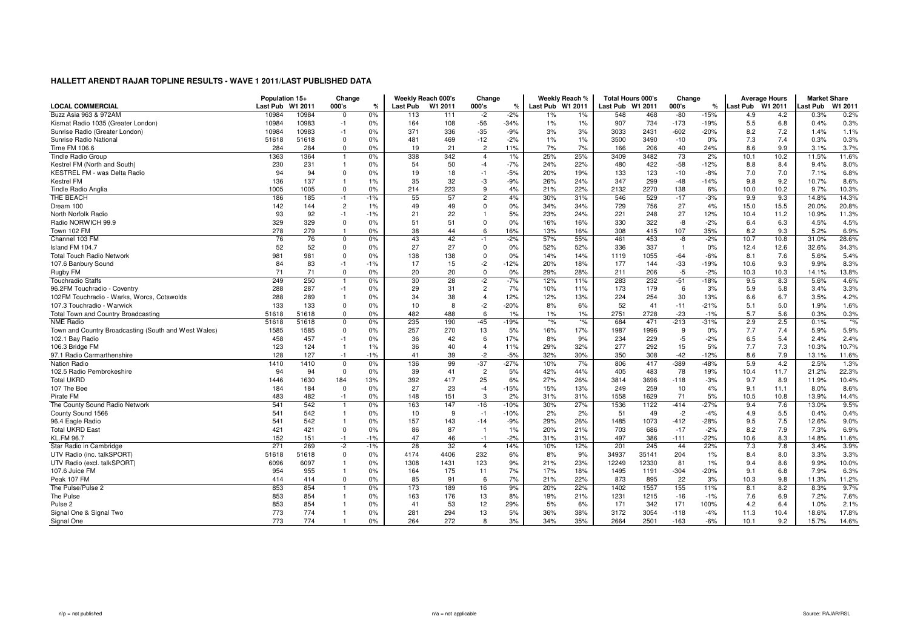## HALLETT ARENDT RAJAR TOPLINE RESULTS - WAVE 1 2011/LAST PUBLISHED DATA

| LOCAL COMMERCIAL | Population 15+ Last Pub | Population 15+ W1 2011 | Change 000's | Change % | Weekly Reach 000's Last Pub | Weekly Reach 000's W1 2011 | Change 000's | Change % | Weekly Reach % Last Pub | Weekly Reach % W1 2011 | Total Hours 000's Last Pub | Total Hours 000's W1 2011 | Change 000's | Change % | Average Hours Last Pub | Average Hours W1 2011 | Market Share Last Pub | Market Share W1 2011 |
|---|---|---|---|---|---|---|---|---|---|---|---|---|---|---|---|---|---|---|
| Buzz Asia 963 & 972AM | 10984 | 10984 | 0 | 0% | 113 | 111 | -2 | -2% | 1% | 1% | 548 | 468 | -80 | -15% | 4.9 | 4.2 | 0.3% | 0.2% |
| Kismat Radio 1035 (Greater London) | 10984 | 10983 | -1 | 0% | 164 | 108 | -56 | -34% | 1% | 1% | 907 | 734 | -173 | -19% | 5.5 | 6.8 | 0.4% | 0.3% |
| Sunrise Radio (Greater London) | 10984 | 10983 | -1 | 0% | 371 | 336 | -35 | -9% | 3% | 3% | 3033 | 2431 | -602 | -20% | 8.2 | 7.2 | 1.4% | 1.1% |
| Sunrise Radio National | 51618 | 51618 | 0 | 0% | 481 | 469 | -12 | -2% | 1% | 1% | 3500 | 3490 | -10 | 0% | 7.3 | 7.4 | 0.3% | 0.3% |
| Time FM 106.6 | 284 | 284 | 0 | 0% | 19 | 21 | 2 | 11% | 7% | 7% | 166 | 206 | 40 | 24% | 8.6 | 9.9 | 3.1% | 3.7% |
| Tindle Radio Group | 1363 | 1364 | 1 | 0% | 338 | 342 | 4 | 1% | 25% | 25% | 3409 | 3482 | 73 | 2% | 10.1 | 10.2 | 11.5% | 11.6% |
| Kestrel FM (North and South) | 230 | 231 | 1 | 0% | 54 | 50 | -4 | -7% | 24% | 22% | 480 | 422 | -58 | -12% | 8.8 | 8.4 | 9.4% | 8.0% |
| KESTREL FM - was Delta Radio | 94 | 94 | 0 | 0% | 19 | 18 | -1 | -5% | 20% | 19% | 133 | 123 | -10 | -8% | 7.0 | 7.0 | 7.1% | 6.8% |
| Kestrel FM | 136 | 137 | 1 | 1% | 35 | 32 | -3 | -9% | 26% | 24% | 347 | 299 | -48 | -14% | 9.8 | 9.2 | 10.7% | 8.6% |
| Tindle Radio Anglia | 1005 | 1005 | 0 | 0% | 214 | 223 | 9 | 4% | 21% | 22% | 2132 | 2270 | 138 | 6% | 10.0 | 10.2 | 9.7% | 10.3% |
| THE BEACH | 186 | 185 | -1 | -1% | 55 | 57 | 2 | 4% | 30% | 31% | 546 | 529 | -17 | -3% | 9.9 | 9.3 | 14.8% | 14.3% |
| Dream 100 | 142 | 144 | 2 | 1% | 49 | 49 | 0 | 0% | 34% | 34% | 729 | 756 | 27 | 4% | 15.0 | 15.5 | 20.0% | 20.8% |
| North Norfolk Radio | 93 | 92 | -1 | -1% | 21 | 22 | 1 | 5% | 23% | 24% | 221 | 248 | 27 | 12% | 10.4 | 11.2 | 10.9% | 11.3% |
| Radio NORWICH 99.9 | 329 | 329 | 0 | 0% | 51 | 51 | 0 | 0% | 16% | 16% | 330 | 322 | -8 | -2% | 6.4 | 6.3 | 4.5% | 4.5% |
| Town 102 FM | 278 | 279 | 1 | 0% | 38 | 44 | 6 | 16% | 13% | 16% | 308 | 415 | 107 | 35% | 8.2 | 9.3 | 5.2% | 6.9% |
| Channel 103 FM | 76 | 76 | 0 | 0% | 43 | 42 | -1 | -2% | 57% | 55% | 461 | 453 | -8 | -2% | 10.7 | 10.8 | 31.0% | 28.6% |
| Island FM 104.7 | 52 | 52 | 0 | 0% | 27 | 27 | 0 | 0% | 52% | 52% | 336 | 337 | 1 | 0% | 12.4 | 12.6 | 32.6% | 34.3% |
| Total Touch Radio Network | 981 | 981 | 0 | 0% | 138 | 138 | 0 | 0% | 14% | 14% | 1119 | 1055 | -64 | -6% | 8.1 | 7.6 | 5.6% | 5.4% |
| 107.6 Banbury Sound | 84 | 83 | -1 | -1% | 17 | 15 | -2 | -12% | 20% | 18% | 177 | 144 | -33 | -19% | 10.6 | 9.3 | 9.9% | 8.3% |
| Rugby FM | 71 | 71 | 0 | 0% | 20 | 20 | 0 | 0% | 29% | 28% | 211 | 206 | -5 | -2% | 10.3 | 10.3 | 14.1% | 13.8% |
| Touchradio Staffs | 249 | 250 | 1 | 0% | 30 | 28 | -2 | -7% | 12% | 11% | 283 | 232 | -51 | -18% | 9.5 | 8.3 | 5.6% | 4.6% |
| 96.2FM Touchradio - Coventry | 288 | 287 | -1 | 0% | 29 | 31 | 2 | 7% | 10% | 11% | 173 | 179 | 6 | 3% | 5.9 | 5.8 | 3.4% | 3.3% |
| 102FM Touchradio - Warks, Worcs, Cotswolds | 288 | 289 | 1 | 0% | 34 | 38 | 4 | 12% | 12% | 13% | 224 | 254 | 30 | 13% | 6.6 | 6.7 | 3.5% | 4.2% |
| 107.3 Touchradio - Warwick | 133 | 133 | 0 | 0% | 10 | 8 | -2 | -20% | 8% | 6% | 52 | 41 | -11 | -21% | 5.1 | 5.0 | 1.9% | 1.6% |
| Total Town and Country Broadcasting | 51618 | 51618 | 0 | 0% | 482 | 488 | 6 | 1% | 1% | 1% | 2751 | 2728 | -23 | -1% | 5.7 | 5.6 | 0.3% | 0.3% |
| NME Radio | 51618 | 51618 | 0 | 0% | 235 | 190 | -45 | -19% | *% | *% | 684 | 471 | -213 | -31% | 2.9 | 2.5 | 0.1% | *% |
| Town and Country Broadcasting (South and West Wales) | 1585 | 1585 | 0 | 0% | 257 | 270 | 13 | 5% | 16% | 17% | 1987 | 1996 | 9 | 0% | 7.7 | 7.4 | 5.9% | 5.9% |
| 102.1 Bay Radio | 458 | 457 | -1 | 0% | 36 | 42 | 6 | 17% | 8% | 9% | 234 | 229 | -5 | -2% | 6.5 | 5.4 | 2.4% | 2.4% |
| 106.3 Bridge FM | 123 | 124 | 1 | 1% | 36 | 40 | 4 | 11% | 29% | 32% | 277 | 292 | 15 | 5% | 7.7 | 7.3 | 10.3% | 10.7% |
| 97.1 Radio Carmarthenshire | 128 | 127 | -1 | -1% | 41 | 39 | -2 | -5% | 32% | 30% | 350 | 308 | -42 | -12% | 8.6 | 7.9 | 13.1% | 11.6% |
| Nation Radio | 1410 | 1410 | 0 | 0% | 136 | 99 | -37 | -27% | 10% | 7% | 806 | 417 | -389 | -48% | 5.9 | 4.2 | 2.5% | 1.3% |
| 102.5 Radio Pembrokeshire | 94 | 94 | 0 | 0% | 39 | 41 | 2 | 5% | 42% | 44% | 405 | 483 | 78 | 19% | 10.4 | 11.7 | 21.2% | 22.3% |
| Total UKRD | 1446 | 1630 | 184 | 13% | 392 | 417 | 25 | 6% | 27% | 26% | 3814 | 3696 | -118 | -3% | 9.7 | 8.9 | 11.9% | 10.4% |
| 107 The Bee | 184 | 184 | 0 | 0% | 27 | 23 | -4 | -15% | 15% | 13% | 249 | 259 | 10 | 4% | 9.1 | 11.1 | 8.0% | 8.6% |
| Pirate FM | 483 | 482 | -1 | 0% | 148 | 151 | 3 | 2% | 31% | 31% | 1558 | 1629 | 71 | 5% | 10.5 | 10.8 | 13.9% | 14.4% |
| The County Sound Radio Network | 541 | 542 | 1 | 0% | 163 | 147 | -16 | -10% | 30% | 27% | 1536 | 1122 | -414 | -27% | 9.4 | 7.6 | 13.0% | 9.5% |
| County Sound 1566 | 541 | 542 | 1 | 0% | 10 | 9 | -1 | -10% | 2% | 2% | 51 | 49 | -2 | -4% | 4.9 | 5.5 | 0.4% | 0.4% |
| 96.4 Eagle Radio | 541 | 542 | 1 | 0% | 157 | 143 | -14 | -9% | 29% | 26% | 1485 | 1073 | -412 | -28% | 9.5 | 7.5 | 12.6% | 9.0% |
| Total UKRD East | 421 | 421 | 0 | 0% | 86 | 87 | 1 | 1% | 20% | 21% | 703 | 686 | -17 | -2% | 8.2 | 7.9 | 7.3% | 6.9% |
| KL.FM 96.7 | 152 | 151 | -1 | -1% | 47 | 46 | -1 | -2% | 31% | 31% | 497 | 386 | -111 | -22% | 10.6 | 8.3 | 14.8% | 11.6% |
| Star Radio in Cambridge | 271 | 269 | -2 | -1% | 28 | 32 | 4 | 14% | 10% | 12% | 201 | 245 | 44 | 22% | 7.3 | 7.8 | 3.4% | 3.9% |
| UTV Radio (inc. talkSPORT) | 51618 | 51618 | 0 | 0% | 4174 | 4406 | 232 | 6% | 8% | 9% | 34937 | 35141 | 204 | 1% | 8.4 | 8.0 | 3.3% | 3.3% |
| UTV Radio (excl. talkSPORT) | 6096 | 6097 | 1 | 0% | 1308 | 1431 | 123 | 9% | 21% | 23% | 12249 | 12330 | 81 | 1% | 9.4 | 8.6 | 9.9% | 10.0% |
| 107.6 Juice FM | 954 | 955 | 1 | 0% | 164 | 175 | 11 | 7% | 17% | 18% | 1495 | 1191 | -304 | -20% | 9.1 | 6.8 | 7.9% | 6.3% |
| Peak 107 FM | 414 | 414 | 0 | 0% | 85 | 91 | 6 | 7% | 21% | 22% | 873 | 895 | 22 | 3% | 10.3 | 9.8 | 11.3% | 11.2% |
| The Pulse/Pulse 2 | 853 | 854 | 1 | 0% | 173 | 189 | 16 | 9% | 20% | 22% | 1402 | 1557 | 155 | 11% | 8.1 | 8.2 | 8.3% | 9.7% |
| The Pulse | 853 | 854 | 1 | 0% | 163 | 176 | 13 | 8% | 19% | 21% | 1231 | 1215 | -16 | -1% | 7.6 | 6.9 | 7.2% | 7.6% |
| Pulse 2 | 853 | 854 | 1 | 0% | 41 | 53 | 12 | 29% | 5% | 6% | 171 | 342 | 171 | 100% | 4.2 | 6.4 | 1.0% | 2.1% |
| Signal One & Signal Two | 773 | 774 | 1 | 0% | 281 | 294 | 13 | 5% | 36% | 38% | 3172 | 3054 | -118 | -4% | 11.3 | 10.4 | 18.6% | 17.8% |
| Signal One | 773 | 774 | 1 | 0% | 264 | 272 | 8 | 3% | 34% | 35% | 2664 | 2501 | -163 | -6% | 10.1 | 9.2 | 15.7% | 14.6% |

n/p = not published     n/a = not applicable     Source: RAJAR/RSL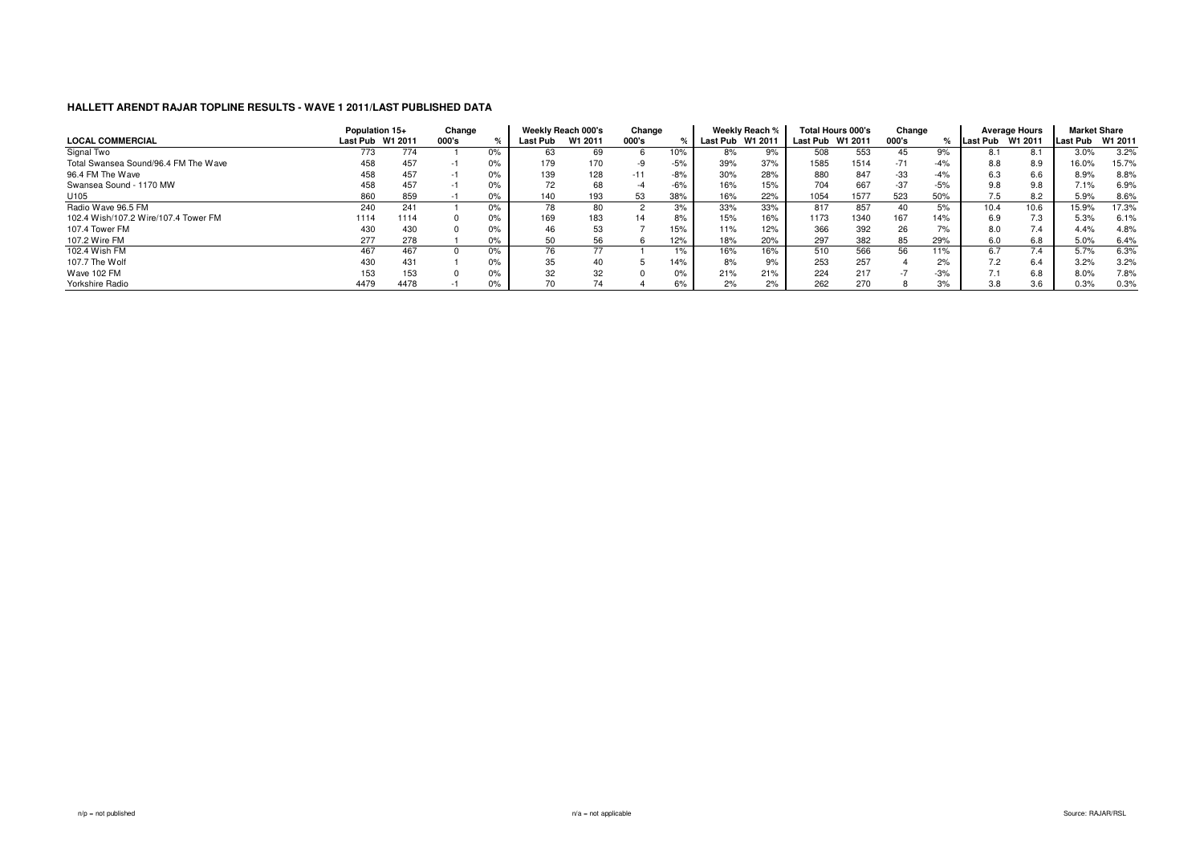## HALLETT ARENDT RAJAR TOPLINE RESULTS - WAVE 1 2011/LAST PUBLISHED DATA

| | Population 15+ | | Change | | Weekly Reach 000's | | Change | | Weekly Reach % | | Total Hours 000's | | Change | | Average Hours | | Market Share | |
|---|---|---|---|---|---|---|---|---|---|---|---|---|---|---|---|---|---|---|
| LOCAL COMMERCIAL | Last Pub | W1 2011 | 000's | % | Last Pub | W1 2011 | 000's | % | Last Pub | W1 2011 | Last Pub | W1 2011 | 000's | % | Last Pub | W1 2011 | Last Pub | W1 2011 |
| Signal Two | 773 | 774 | 1 | 0% | 63 | 69 | 6 | 10% | 8% | 9% | 508 | 553 | 45 | 9% | 8.1 | 8.1 | 3.0% | 3.2% |
| Total Swansea Sound/96.4 FM The Wave | 458 | 457 | -1 | 0% | 179 | 170 | -9 | -5% | 39% | 37% | 1585 | 1514 | -71 | -4% | 8.8 | 8.9 | 16.0% | 15.7% |
| 96.4 FM The Wave | 458 | 457 | -1 | 0% | 139 | 128 | -11 | -8% | 30% | 28% | 880 | 847 | -33 | -4% | 6.3 | 6.6 | 8.9% | 8.8% |
| Swansea Sound - 1170 MW | 458 | 457 | -1 | 0% | 72 | 68 | -4 | -6% | 16% | 15% | 704 | 667 | -37 | -5% | 9.8 | 9.8 | 7.1% | 6.9% |
| U105 | 860 | 859 | -1 | 0% | 140 | 193 | 53 | 38% | 16% | 22% | 1054 | 1577 | 523 | 50% | 7.5 | 8.2 | 5.9% | 8.6% |
| Radio Wave 96.5 FM | 240 | 241 | 1 | 0% | 78 | 80 | 2 | 3% | 33% | 33% | 817 | 857 | 40 | 5% | 10.4 | 10.6 | 15.9% | 17.3% |
| 102.4 Wish/107.2 Wire/107.4 Tower FM | 1114 | 1114 | 0 | 0% | 169 | 183 | 14 | 8% | 15% | 16% | 1173 | 1340 | 167 | 14% | 6.9 | 7.3 | 5.3% | 6.1% |
| 107.4 Tower FM | 430 | 430 | 0 | 0% | 46 | 53 | 7 | 15% | 11% | 12% | 366 | 392 | 26 | 7% | 8.0 | 7.4 | 4.4% | 4.8% |
| 107.2 Wire FM | 277 | 278 | 1 | 0% | 50 | 56 | 6 | 12% | 18% | 20% | 297 | 382 | 85 | 29% | 6.0 | 6.8 | 5.0% | 6.4% |
| 102.4 Wish FM | 467 | 467 | 0 | 0% | 76 | 77 | 1 | 1% | 16% | 16% | 510 | 566 | 56 | 11% | 6.7 | 7.4 | 5.7% | 6.3% |
| 107.7 The Wolf | 430 | 431 | 1 | 0% | 35 | 40 | 5 | 14% | 8% | 9% | 253 | 257 | 4 | 2% | 7.2 | 6.4 | 3.2% | 3.2% |
| Wave 102 FM | 153 | 153 | 0 | 0% | 32 | 32 | 0 | 0% | 21% | 21% | 224 | 217 | -7 | -3% | 7.1 | 6.8 | 8.0% | 7.8% |
| Yorkshire Radio | 4479 | 4478 | -1 | 0% | 70 | 74 | 4 | 6% | 2% | 2% | 262 | 270 | 8 | 3% | 3.8 | 3.6 | 0.3% | 0.3% |

n/p = not published

n/a = not applicable

Source: RAJAR/RSL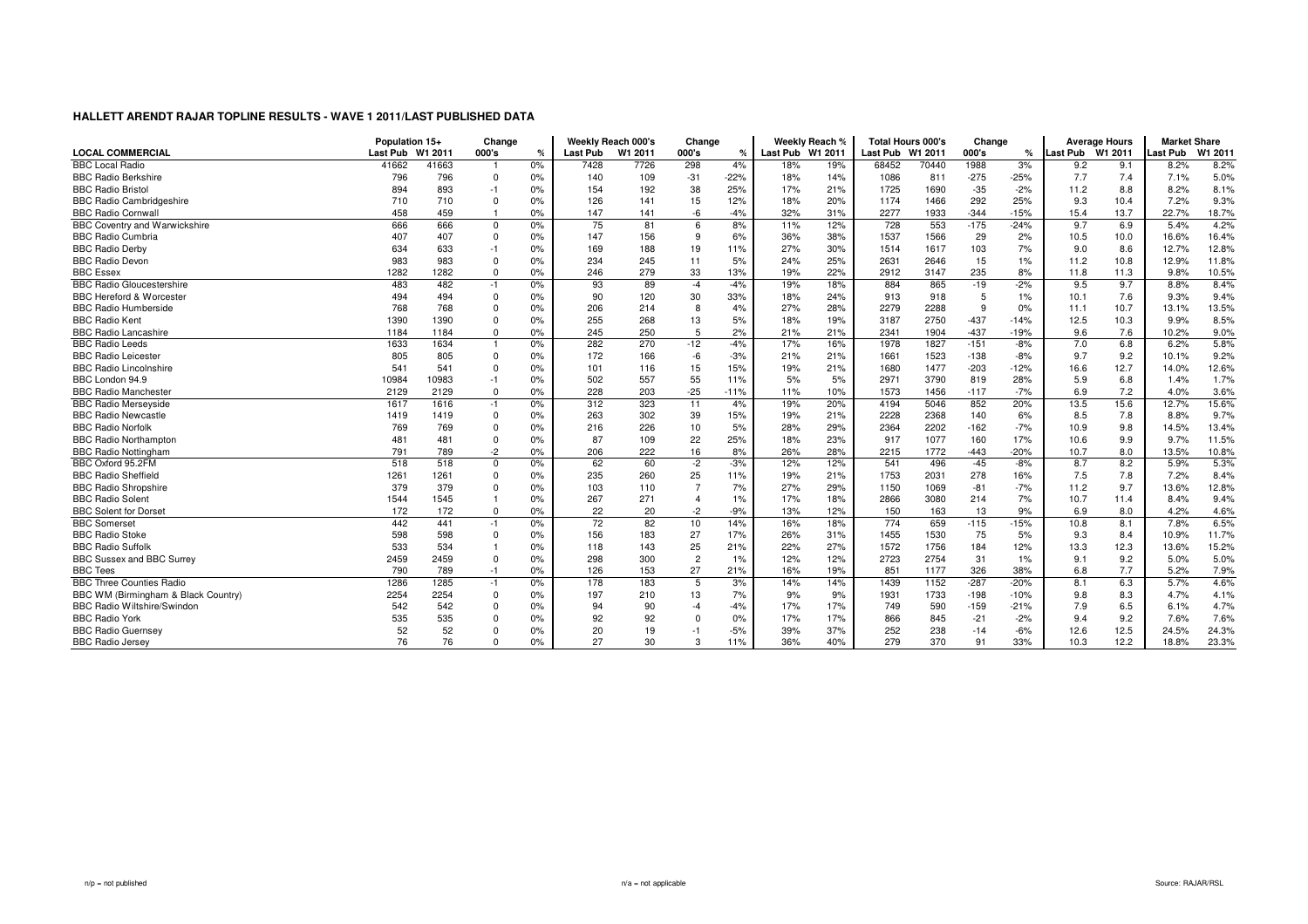# HALLETT ARENDT RAJAR TOPLINE RESULTS - WAVE 1 2011/LAST PUBLISHED DATA

| LOCAL COMMERCIAL | Population 15+ | | Change | | Weekly Reach 000's | | Change | | Weekly Reach % | | Total Hours 000's | | Change | | Average Hours | | Market Share | |
|---|---|---|---|---|---|---|---|---|---|---|---|---|---|---|---|---|---|---|
| | Last Pub | W1 2011 | 000's | % | Last Pub | W1 2011 | 000's | % | Last Pub | W1 2011 | Last Pub | W1 2011 | 000's | % | Last Pub | W1 2011 | Last Pub | W1 2011 |
| BBC Local Radio | 41662 | 41663 | 1 | 0% | 7428 | 7726 | 298 | 4% | 18% | 19% | 68452 | 70440 | 1988 | 3% | 9.2 | 9.1 | 8.2% | 8.2% |
| BBC Radio Berkshire | 796 | 796 | 0 | 0% | 140 | 109 | -31 | -22% | 18% | 14% | 1086 | 811 | -275 | -25% | 7.7 | 7.4 | 7.1% | 5.0% |
| BBC Radio Bristol | 894 | 893 | -1 | 0% | 154 | 192 | 38 | 25% | 17% | 21% | 1725 | 1690 | -35 | -2% | 11.2 | 8.8 | 8.2% | 8.1% |
| BBC Radio Cambridgeshire | 710 | 710 | 0 | 0% | 126 | 141 | 15 | 12% | 18% | 20% | 1174 | 1466 | 292 | 25% | 9.3 | 10.4 | 7.2% | 9.3% |
| BBC Radio Cornwall | 458 | 459 | 1 | 0% | 147 | 141 | -6 | -4% | 32% | 31% | 2277 | 1933 | -344 | -15% | 15.4 | 13.7 | 22.7% | 18.7% |
| BBC Coventry and Warwickshire | 666 | 666 | 0 | 0% | 75 | 81 | 6 | 8% | 11% | 12% | 728 | 553 | -175 | -24% | 9.7 | 6.9 | 5.4% | 4.2% |
| BBC Radio Cumbria | 407 | 407 | 0 | 0% | 147 | 156 | 9 | 6% | 36% | 38% | 1537 | 1566 | 29 | 2% | 10.5 | 10.0 | 16.6% | 16.4% |
| BBC Radio Derby | 634 | 633 | -1 | 0% | 169 | 188 | 19 | 11% | 27% | 30% | 1514 | 1617 | 103 | 7% | 9.0 | 8.6 | 12.7% | 12.8% |
| BBC Radio Devon | 983 | 983 | 0 | 0% | 234 | 245 | 11 | 5% | 24% | 25% | 2631 | 2646 | 15 | 1% | 11.2 | 10.8 | 12.9% | 11.8% |
| BBC Essex | 1282 | 1282 | 0 | 0% | 246 | 279 | 33 | 13% | 19% | 22% | 2912 | 3147 | 235 | 8% | 11.8 | 11.3 | 9.8% | 10.5% |
| BBC Radio Gloucestershire | 483 | 482 | -1 | 0% | 93 | 89 | -4 | -4% | 19% | 18% | 884 | 865 | -19 | -2% | 9.5 | 9.7 | 8.8% | 8.4% |
| BBC Hereford & Worcester | 494 | 494 | 0 | 0% | 90 | 120 | 30 | 33% | 18% | 24% | 913 | 918 | 5 | 1% | 10.1 | 7.6 | 9.3% | 9.4% |
| BBC Radio Humberside | 768 | 768 | 0 | 0% | 206 | 214 | 8 | 4% | 27% | 28% | 2279 | 2288 | 9 | 0% | 11.1 | 10.7 | 13.1% | 13.5% |
| BBC Radio Kent | 1390 | 1390 | 0 | 0% | 255 | 268 | 13 | 5% | 18% | 19% | 3187 | 2750 | -437 | -14% | 12.5 | 10.3 | 9.9% | 8.5% |
| BBC Radio Lancashire | 1184 | 1184 | 0 | 0% | 245 | 250 | 5 | 2% | 21% | 21% | 2341 | 1904 | -437 | -19% | 9.6 | 7.6 | 10.2% | 9.0% |
| BBC Radio Leeds | 1633 | 1634 | 1 | 0% | 282 | 270 | -12 | -4% | 17% | 16% | 1978 | 1827 | -151 | -8% | 7.0 | 6.8 | 6.2% | 5.8% |
| BBC Radio Leicester | 805 | 805 | 0 | 0% | 172 | 166 | -6 | -3% | 21% | 21% | 1661 | 1523 | -138 | -8% | 9.7 | 9.2 | 10.1% | 9.2% |
| BBC Radio Lincolnshire | 541 | 541 | 0 | 0% | 101 | 116 | 15 | 15% | 19% | 21% | 1680 | 1477 | -203 | -12% | 16.6 | 12.7 | 14.0% | 12.6% |
| BBC London 94.9 | 10984 | 10983 | -1 | 0% | 502 | 557 | 55 | 11% | 5% | 5% | 2971 | 3790 | 819 | 28% | 5.9 | 6.8 | 1.4% | 1.7% |
| BBC Radio Manchester | 2129 | 2129 | 0 | 0% | 228 | 203 | -25 | -11% | 11% | 10% | 1573 | 1456 | -117 | -7% | 6.9 | 7.2 | 4.0% | 3.6% |
| BBC Radio Merseyside | 1617 | 1616 | -1 | 0% | 312 | 323 | 11 | 4% | 19% | 20% | 4194 | 5046 | 852 | 20% | 13.5 | 15.6 | 12.7% | 15.6% |
| BBC Radio Newcastle | 1419 | 1419 | 0 | 0% | 263 | 302 | 39 | 15% | 19% | 21% | 2228 | 2368 | 140 | 6% | 8.5 | 7.8 | 8.8% | 9.7% |
| BBC Radio Norfolk | 769 | 769 | 0 | 0% | 216 | 226 | 10 | 5% | 28% | 29% | 2364 | 2202 | -162 | -7% | 10.9 | 9.8 | 14.5% | 13.4% |
| BBC Radio Northampton | 481 | 481 | 0 | 0% | 87 | 109 | 22 | 25% | 18% | 23% | 917 | 1077 | 160 | 17% | 10.6 | 9.9 | 9.7% | 11.5% |
| BBC Radio Nottingham | 791 | 789 | -2 | 0% | 206 | 222 | 16 | 8% | 26% | 28% | 2215 | 1772 | -443 | -20% | 10.7 | 8.0 | 13.5% | 10.8% |
| BBC Oxford 95.2FM | 518 | 518 | 0 | 0% | 62 | 60 | -2 | -3% | 12% | 12% | 541 | 496 | -45 | -8% | 8.7 | 8.2 | 5.9% | 5.3% |
| BBC Radio Sheffield | 1261 | 1261 | 0 | 0% | 235 | 260 | 25 | 11% | 19% | 21% | 1753 | 2031 | 278 | 16% | 7.5 | 7.8 | 7.2% | 8.4% |
| BBC Radio Shropshire | 379 | 379 | 0 | 0% | 103 | 110 | 7 | 7% | 27% | 29% | 1150 | 1069 | -81 | -7% | 11.2 | 9.7 | 13.6% | 12.8% |
| BBC Radio Solent | 1544 | 1545 | 1 | 0% | 267 | 271 | 4 | 1% | 17% | 18% | 2866 | 3080 | 214 | 7% | 10.7 | 11.4 | 8.4% | 9.4% |
| BBC Solent for Dorset | 172 | 172 | 0 | 0% | 22 | 20 | -2 | -9% | 13% | 12% | 150 | 163 | 13 | 9% | 6.9 | 8.0 | 4.2% | 4.6% |
| BBC Somerset | 442 | 441 | -1 | 0% | 72 | 82 | 10 | 14% | 16% | 18% | 774 | 659 | -115 | -15% | 10.8 | 8.1 | 7.8% | 6.5% |
| BBC Radio Stoke | 598 | 598 | 0 | 0% | 156 | 183 | 27 | 17% | 26% | 31% | 1455 | 1530 | 75 | 5% | 9.3 | 8.4 | 10.9% | 11.7% |
| BBC Radio Suffolk | 533 | 534 | 1 | 0% | 118 | 143 | 25 | 21% | 22% | 27% | 1572 | 1756 | 184 | 12% | 13.3 | 12.3 | 13.6% | 15.2% |
| BBC Sussex and BBC Surrey | 2459 | 2459 | 0 | 0% | 298 | 300 | 2 | 1% | 12% | 12% | 2723 | 2754 | 31 | 1% | 9.1 | 9.2 | 5.0% | 5.0% |
| BBC Tees | 790 | 789 | -1 | 0% | 126 | 153 | 27 | 21% | 16% | 19% | 851 | 1177 | 326 | 38% | 6.8 | 7.7 | 5.2% | 7.9% |
| BBC Three Counties Radio | 1286 | 1285 | -1 | 0% | 178 | 183 | 5 | 3% | 14% | 14% | 1439 | 1152 | -287 | -20% | 8.1 | 6.3 | 5.7% | 4.6% |
| BBC WM (Birmingham & Black Country) | 2254 | 2254 | 0 | 0% | 197 | 210 | 13 | 7% | 9% | 9% | 1931 | 1733 | -198 | -10% | 9.8 | 8.3 | 4.7% | 4.1% |
| BBC Radio Wiltshire/Swindon | 542 | 542 | 0 | 0% | 94 | 90 | -4 | -4% | 17% | 17% | 749 | 590 | -159 | -21% | 7.9 | 6.5 | 6.1% | 4.7% |
| BBC Radio York | 535 | 535 | 0 | 0% | 92 | 92 | 0 | 0% | 17% | 17% | 866 | 845 | -21 | -2% | 9.4 | 9.2 | 7.6% | 7.6% |
| BBC Radio Guernsey | 52 | 52 | 0 | 0% | 20 | 19 | -1 | -5% | 39% | 37% | 252 | 238 | -14 | -6% | 12.6 | 12.5 | 24.5% | 24.3% |
| BBC Radio Jersey | 76 | 76 | 0 | 0% | 27 | 30 | 3 | 11% | 36% | 40% | 279 | 370 | 91 | 33% | 10.3 | 12.2 | 18.8% | 23.3% |

n/p = not published

n/a = not applicable

Source: RAJAR/RSL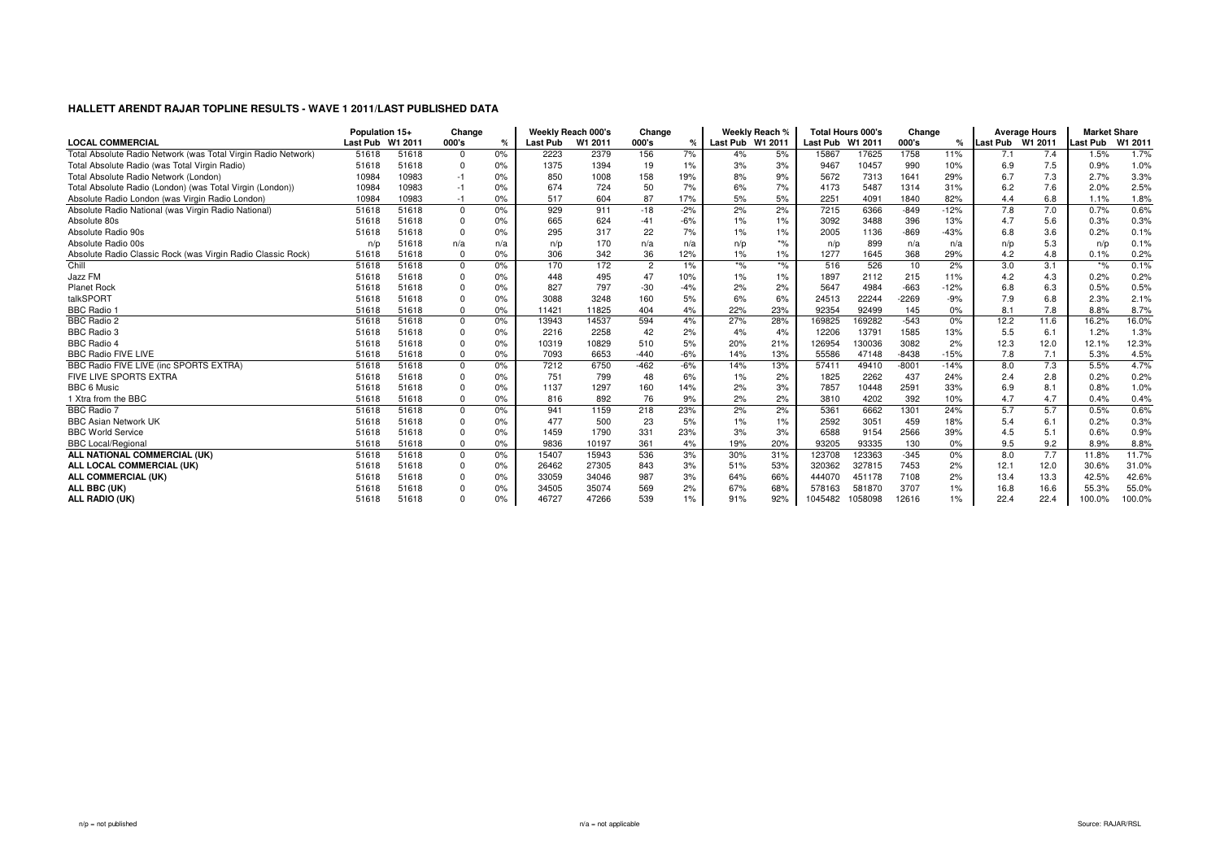## HALLETT ARENDT RAJAR TOPLINE RESULTS - WAVE 1 2011/LAST PUBLISHED DATA

| LOCAL COMMERCIAL | Population 15+ | | Change | | Weekly Reach 000's | | Change | | Weekly Reach % | | Total Hours 000's | | Change | | Average Hours | | Market Share | |
|---|---|---|---|---|---|---|---|---|---|---|---|---|---|---|---|---|---|---|
| | Last Pub | W1 2011 | 000's | % | Last Pub | W1 2011 | 000's | % | Last Pub | W1 2011 | Last Pub | W1 2011 | 000's | % | Last Pub | W1 2011 | Last Pub | W1 2011 |
| Total Absolute Radio Network (was Total Virgin Radio Network) | 51618 | 51618 | 0 | 0% | 2223 | 2379 | 156 | 7% | 4% | 5% | 15867 | 17625 | 1758 | 11% | 7.1 | 7.4 | 1.5% | 1.7% |
| Total Absolute Radio (was Total Virgin Radio) | 51618 | 51618 | 0 | 0% | 1375 | 1394 | 19 | 1% | 3% | 3% | 9467 | 10457 | 990 | 10% | 6.9 | 7.5 | 0.9% | 1.0% |
| Total Absolute Radio Network (London) | 10984 | 10983 | -1 | 0% | 850 | 1008 | 158 | 19% | 8% | 9% | 5672 | 7313 | 1641 | 29% | 6.7 | 7.3 | 2.7% | 3.3% |
| Total Absolute Radio (London) (was Total Virgin (London)) | 10984 | 10983 | -1 | 0% | 674 | 724 | 50 | 7% | 6% | 7% | 4173 | 5487 | 1314 | 31% | 6.2 | 7.6 | 2.0% | 2.5% |
| Absolute Radio London (was Virgin Radio London) | 10984 | 10983 | -1 | 0% | 517 | 604 | 87 | 17% | 5% | 5% | 2251 | 4091 | 1840 | 82% | 4.4 | 6.8 | 1.1% | 1.8% |
| Absolute Radio National (was Virgin Radio National) | 51618 | 51618 | 0 | 0% | 929 | 911 | -18 | -2% | 2% | 2% | 7215 | 6366 | -849 | -12% | 7.8 | 7.0 | 0.7% | 0.6% |
| Absolute 80s | 51618 | 51618 | 0 | 0% | 665 | 624 | -41 | -6% | 1% | 1% | 3092 | 3488 | 396 | 13% | 4.7 | 5.6 | 0.3% | 0.3% |
| Absolute Radio 90s | 51618 | 51618 | 0 | 0% | 295 | 317 | 22 | 7% | 1% | 1% | 2005 | 1136 | -869 | -43% | 6.8 | 3.6 | 0.2% | 0.1% |
| Absolute Radio 00s | n/p | 51618 | n/a | n/a | n/p | 170 | n/a | n/a | n/p | *% | n/p | 899 | n/a | n/a | n/p | 5.3 | n/p | 0.1% |
| Absolute Radio Classic Rock (was Virgin Radio Classic Rock) | 51618 | 51618 | 0 | 0% | 306 | 342 | 36 | 12% | 1% | 1% | 1277 | 1645 | 368 | 29% | 4.2 | 4.8 | 0.1% | 0.2% |
| Chill | 51618 | 51618 | 0 | 0% | 170 | 172 | 2 | 1% | *% | *% | 516 | 526 | 10 | 2% | 3.0 | 3.1 | *% | 0.1% |
| Jazz FM | 51618 | 51618 | 0 | 0% | 448 | 495 | 47 | 10% | 1% | 1% | 1897 | 2112 | 215 | 11% | 4.2 | 4.3 | 0.2% | 0.2% |
| Planet Rock | 51618 | 51618 | 0 | 0% | 827 | 797 | -30 | -4% | 2% | 2% | 5647 | 4984 | -663 | -12% | 6.8 | 6.3 | 0.5% | 0.5% |
| talkSPORT | 51618 | 51618 | 0 | 0% | 3088 | 3248 | 160 | 5% | 6% | 6% | 24513 | 22244 | -2269 | -9% | 7.9 | 6.8 | 2.3% | 2.1% |
| BBC Radio 1 | 51618 | 51618 | 0 | 0% | 11421 | 11825 | 404 | 4% | 22% | 23% | 92354 | 92499 | 145 | 0% | 8.1 | 7.8 | 8.8% | 8.7% |
| BBC Radio 2 | 51618 | 51618 | 0 | 0% | 13943 | 14537 | 594 | 4% | 27% | 28% | 169825 | 169282 | -543 | 0% | 12.2 | 11.6 | 16.2% | 16.0% |
| BBC Radio 3 | 51618 | 51618 | 0 | 0% | 2216 | 2258 | 42 | 2% | 4% | 4% | 12206 | 13791 | 1585 | 13% | 5.5 | 6.1 | 1.2% | 1.3% |
| BBC Radio 4 | 51618 | 51618 | 0 | 0% | 10319 | 10829 | 510 | 5% | 20% | 21% | 126954 | 130036 | 3082 | 2% | 12.3 | 12.0 | 12.1% | 12.3% |
| BBC Radio FIVE LIVE | 51618 | 51618 | 0 | 0% | 7093 | 6653 | -440 | -6% | 14% | 13% | 55586 | 47148 | -8438 | -15% | 7.8 | 7.1 | 5.3% | 4.5% |
| BBC Radio FIVE LIVE (inc SPORTS EXTRA) | 51618 | 51618 | 0 | 0% | 7212 | 6750 | -462 | -6% | 14% | 13% | 57411 | 49410 | -8001 | -14% | 8.0 | 7.3 | 5.5% | 4.7% |
| FIVE LIVE SPORTS EXTRA | 51618 | 51618 | 0 | 0% | 751 | 799 | 48 | 6% | 1% | 2% | 1825 | 2262 | 437 | 24% | 2.4 | 2.8 | 0.2% | 0.2% |
| BBC 6 Music | 51618 | 51618 | 0 | 0% | 1137 | 1297 | 160 | 14% | 2% | 3% | 7857 | 10448 | 2591 | 33% | 6.9 | 8.1 | 0.8% | 1.0% |
| 1 Xtra from the BBC | 51618 | 51618 | 0 | 0% | 816 | 892 | 76 | 9% | 2% | 2% | 3810 | 4202 | 392 | 10% | 4.7 | 4.7 | 0.4% | 0.4% |
| BBC Radio 7 | 51618 | 51618 | 0 | 0% | 941 | 1159 | 218 | 23% | 2% | 2% | 5361 | 6662 | 1301 | 24% | 5.7 | 5.7 | 0.5% | 0.6% |
| BBC Asian Network UK | 51618 | 51618 | 0 | 0% | 477 | 500 | 23 | 5% | 1% | 1% | 2592 | 3051 | 459 | 18% | 5.4 | 6.1 | 0.2% | 0.3% |
| BBC World Service | 51618 | 51618 | 0 | 0% | 1459 | 1790 | 331 | 23% | 3% | 3% | 6588 | 9154 | 2566 | 39% | 4.5 | 5.1 | 0.6% | 0.9% |
| BBC Local/Regional | 51618 | 51618 | 0 | 0% | 9836 | 10197 | 361 | 4% | 19% | 20% | 93205 | 93335 | 130 | 0% | 9.5 | 9.2 | 8.9% | 8.8% |
| **ALL NATIONAL COMMERCIAL (UK)** | 51618 | 51618 | 0 | 0% | 15407 | 15943 | 536 | 3% | 30% | 31% | 123708 | 123363 | -345 | 0% | 8.0 | 7.7 | 11.8% | 11.7% |
| **ALL LOCAL COMMERCIAL (UK)** | 51618 | 51618 | 0 | 0% | 26462 | 27305 | 843 | 3% | 51% | 53% | 320362 | 327815 | 7453 | 2% | 12.1 | 12.0 | 30.6% | 31.0% |
| **ALL COMMERCIAL (UK)** | 51618 | 51618 | 0 | 0% | 33059 | 34046 | 987 | 3% | 64% | 66% | 444070 | 451178 | 7108 | 2% | 13.4 | 13.3 | 42.5% | 42.6% |
| **ALL BBC (UK)** | 51618 | 51618 | 0 | 0% | 34505 | 35074 | 569 | 2% | 67% | 68% | 578163 | 581870 | 3707 | 1% | 16.8 | 16.6 | 55.3% | 55.0% |
| **ALL RADIO (UK)** | 51618 | 51618 | 0 | 0% | 46727 | 47266 | 539 | 1% | 91% | 92% | 1045482 | 1058098 | 12616 | 1% | 22.4 | 22.4 | 100.0% | 100.0% |

n/p = not published

n/a = not applicable

Source: RAJAR/RSL